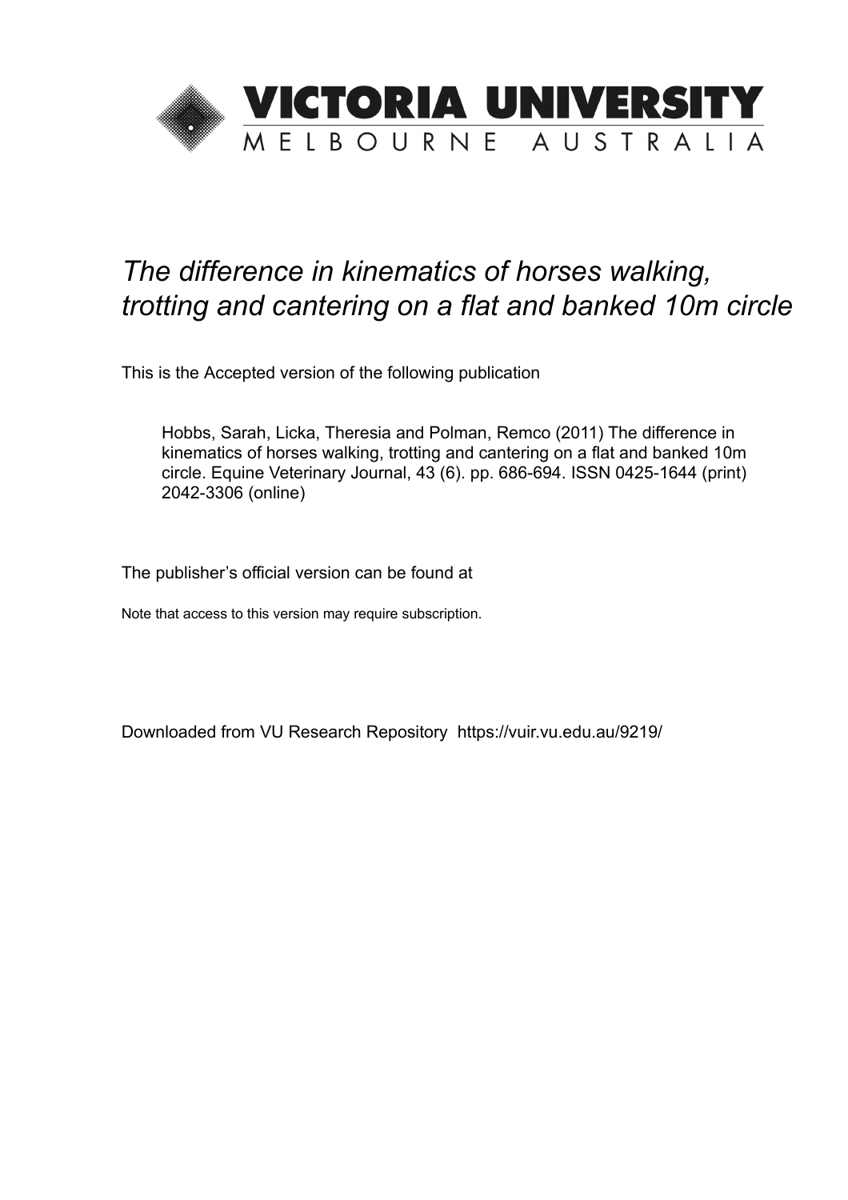VICTORIA UNIVERSITY
MELBOURNE AUSTRALIA

*The difference in kinematics of horses walking, trotting and cantering on a flat and banked 10m circle*

This is the Accepted version of the following publication

Hobbs, Sarah, Licka, Theresia and Polman, Remco (2011) The difference in kinematics of horses walking, trotting and cantering on a flat and banked 10m circle. Equine Veterinary Journal, 43 (6). pp. 686-694. ISSN 0425-1644 (print) 2042-3306 (online)

The publisher's official version can be found at

Note that access to this version may require subscription.

Downloaded from VU Research Repository https://vuir.vu.edu.au/9219/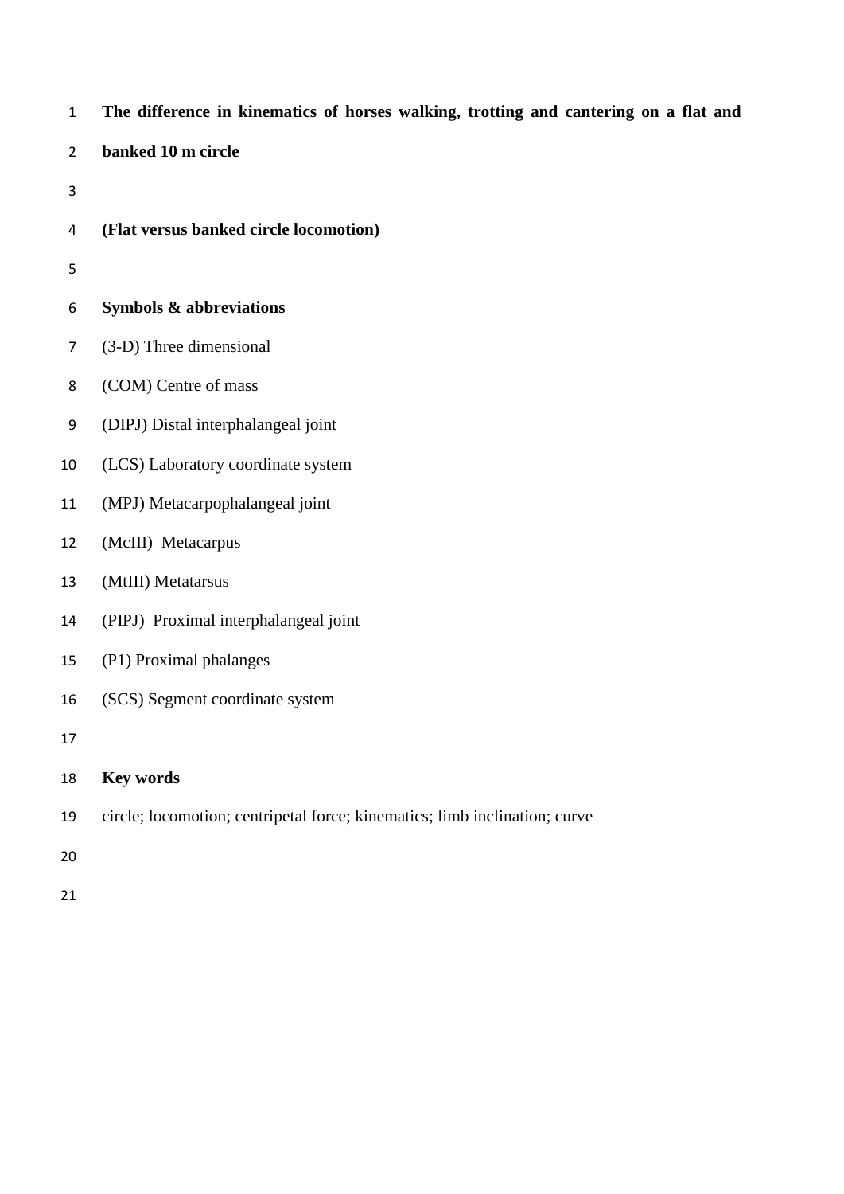# The difference in kinematics of horses walking, trotting and cantering on a flat and banked 10 m circle

**(Flat versus banked circle locomotion)**

## Symbols & abbreviations

(3-D) Three dimensional

(COM) Centre of mass

(DIPJ) Distal interphalangeal joint

(LCS) Laboratory coordinate system

(MPJ) Metacarpophalangeal joint

(McIII) Metacarpus

(MtIII) Metatarsus

(PIPJ) Proximal interphalangeal joint

(P1) Proximal phalanges

(SCS) Segment coordinate system

## Key words

circle; locomotion; centripetal force; kinematics; limb inclination; curve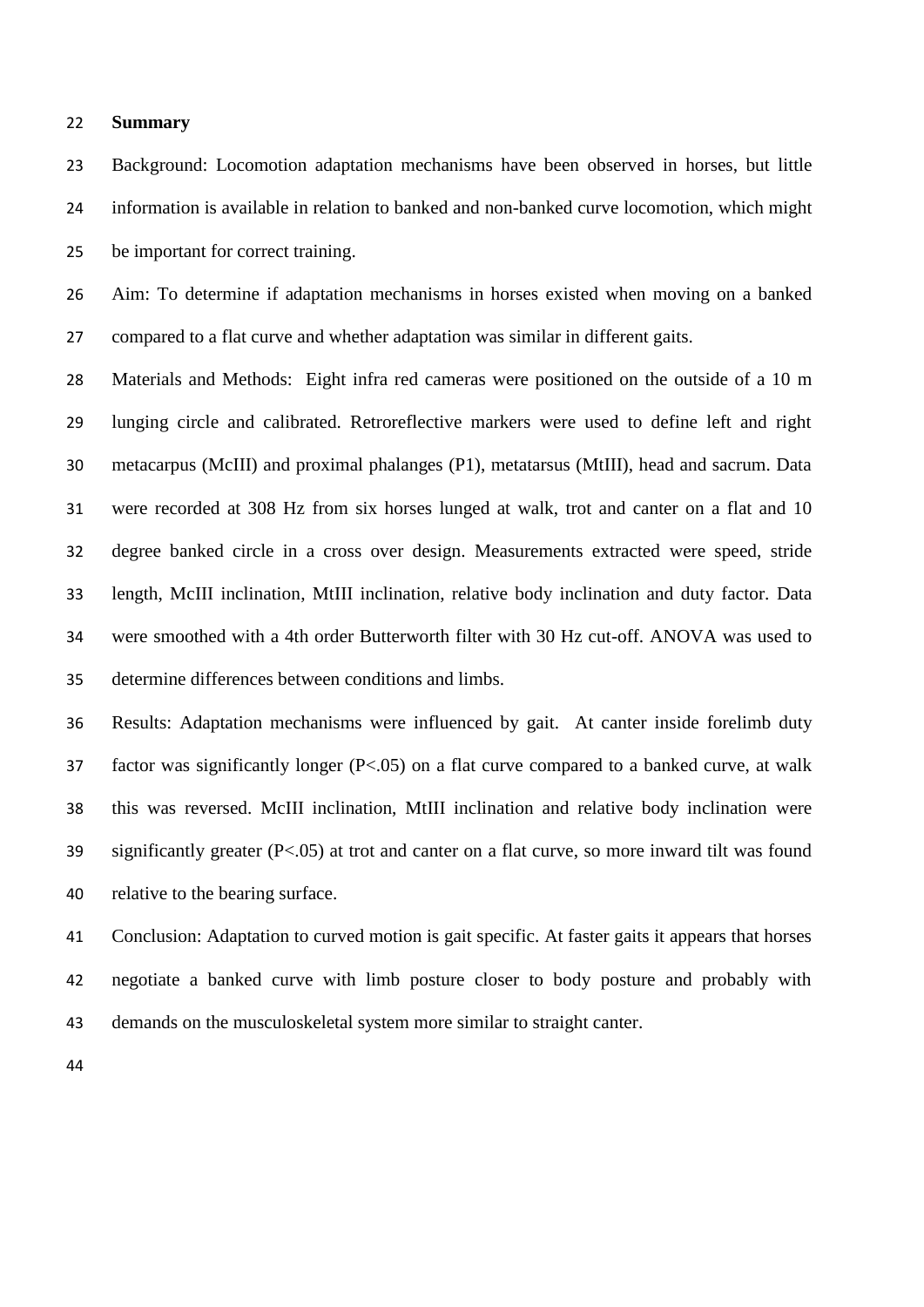## Summary

Background: Locomotion adaptation mechanisms have been observed in horses, but little information is available in relation to banked and non-banked curve locomotion, which might be important for correct training.

Aim: To determine if adaptation mechanisms in horses existed when moving on a banked compared to a flat curve and whether adaptation was similar in different gaits.

Materials and Methods: Eight infra red cameras were positioned on the outside of a 10 m lunging circle and calibrated. Retroreflective markers were used to define left and right metacarpus (McIII) and proximal phalanges (P1), metatarsus (MtIII), head and sacrum. Data were recorded at 308 Hz from six horses lunged at walk, trot and canter on a flat and 10 degree banked circle in a cross over design. Measurements extracted were speed, stride length, McIII inclination, MtIII inclination, relative body inclination and duty factor. Data were smoothed with a 4th order Butterworth filter with 30 Hz cut-off. ANOVA was used to determine differences between conditions and limbs.

Results: Adaptation mechanisms were influenced by gait. At canter inside forelimb duty factor was significantly longer ($P<.05$) on a flat curve compared to a banked curve, at walk this was reversed. McIII inclination, MtIII inclination and relative body inclination were significantly greater ($P<.05$) at trot and canter on a flat curve, so more inward tilt was found relative to the bearing surface.

Conclusion: Adaptation to curved motion is gait specific. At faster gaits it appears that horses negotiate a banked curve with limb posture closer to body posture and probably with demands on the musculoskeletal system more similar to straight canter.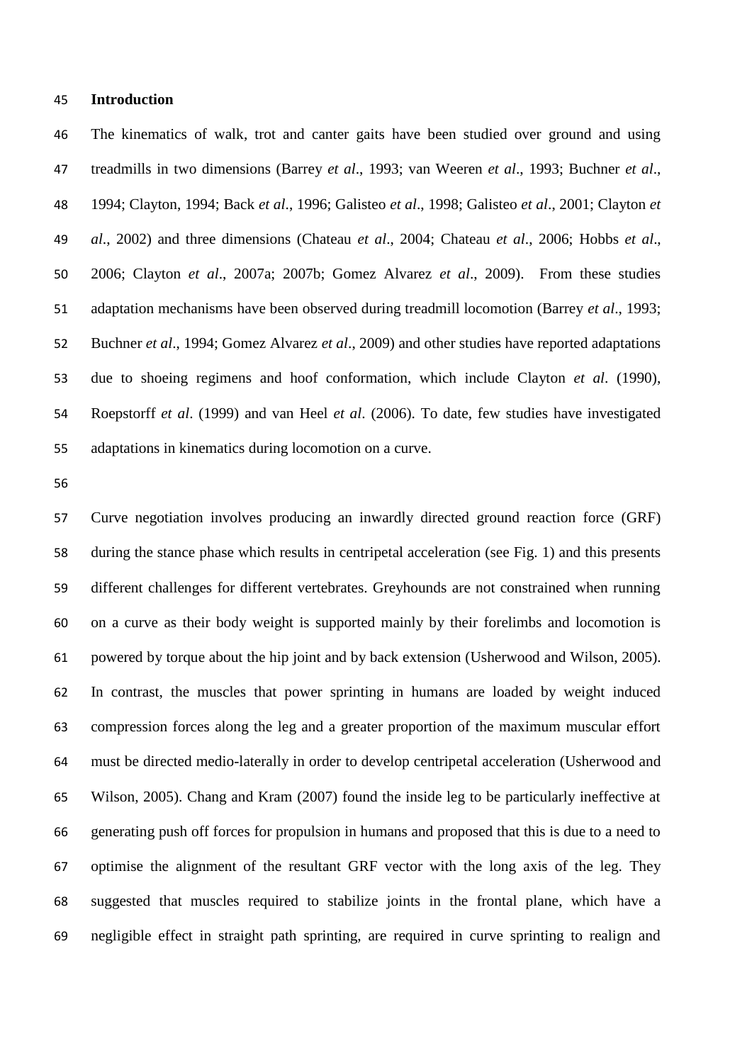## Introduction

The kinematics of walk, trot and canter gaits have been studied over ground and using treadmills in two dimensions (Barrey *et al*., 1993; van Weeren *et al*., 1993; Buchner *et al*., 1994; Clayton, 1994; Back *et al*., 1996; Galisteo *et al*., 1998; Galisteo *et al*., 2001; Clayton *et al*., 2002) and three dimensions (Chateau *et al*., 2004; Chateau *et al*., 2006; Hobbs *et al*., 2006; Clayton *et al*., 2007a; 2007b; Gomez Alvarez *et al*., 2009). From these studies adaptation mechanisms have been observed during treadmill locomotion (Barrey *et al*., 1993; Buchner *et al*., 1994; Gomez Alvarez *et al*., 2009) and other studies have reported adaptations due to shoeing regimens and hoof conformation, which include Clayton *et al*. (1990), Roepstorff *et al*. (1999) and van Heel *et al*. (2006). To date, few studies have investigated adaptations in kinematics during locomotion on a curve.

Curve negotiation involves producing an inwardly directed ground reaction force (GRF) during the stance phase which results in centripetal acceleration (see Fig. 1) and this presents different challenges for different vertebrates. Greyhounds are not constrained when running on a curve as their body weight is supported mainly by their forelimbs and locomotion is powered by torque about the hip joint and by back extension (Usherwood and Wilson, 2005). In contrast, the muscles that power sprinting in humans are loaded by weight induced compression forces along the leg and a greater proportion of the maximum muscular effort must be directed medio-laterally in order to develop centripetal acceleration (Usherwood and Wilson, 2005). Chang and Kram (2007) found the inside leg to be particularly ineffective at generating push off forces for propulsion in humans and proposed that this is due to a need to optimise the alignment of the resultant GRF vector with the long axis of the leg. They suggested that muscles required to stabilize joints in the frontal plane, which have a negligible effect in straight path sprinting, are required in curve sprinting to realign and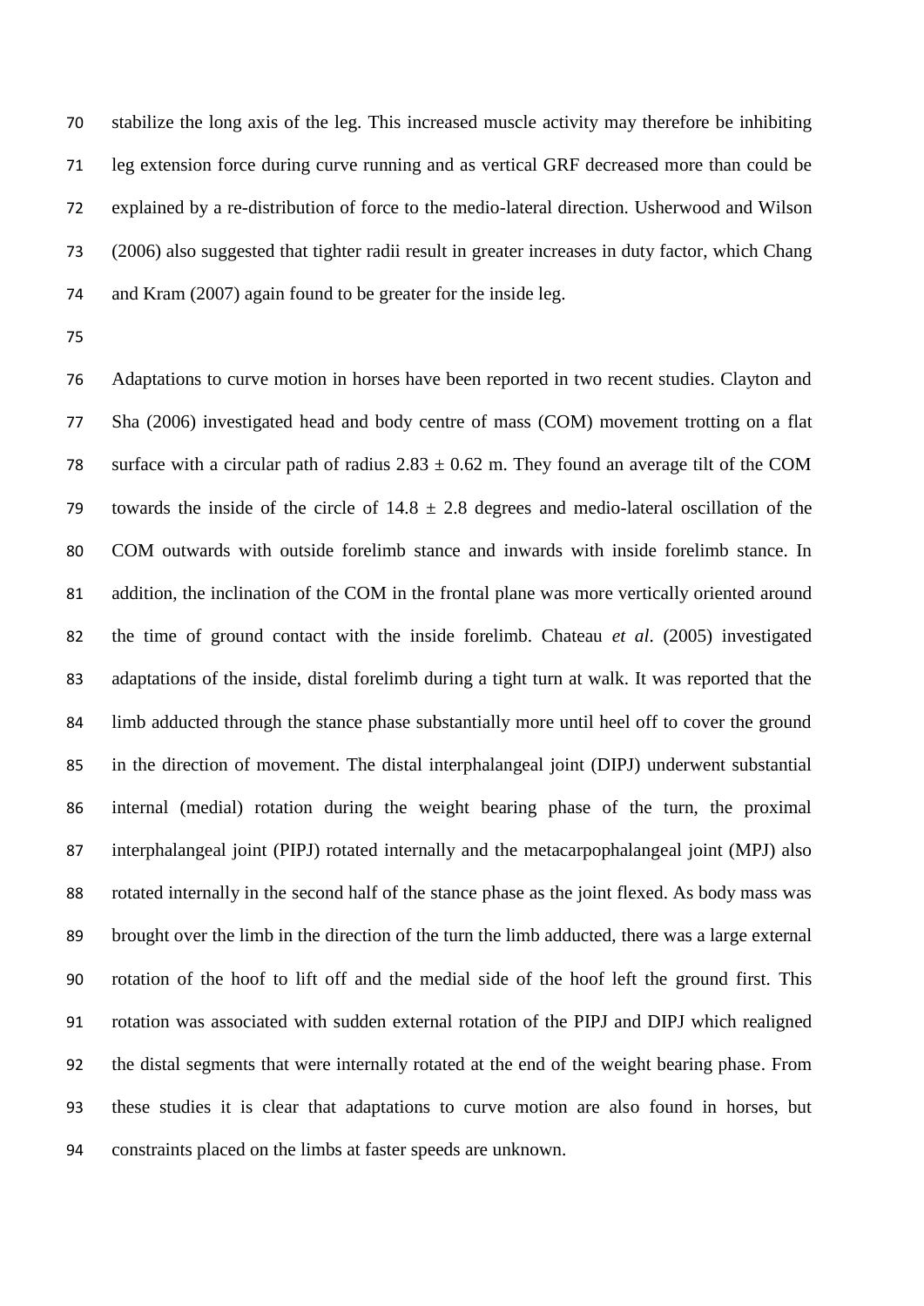stabilize the long axis of the leg. This increased muscle activity may therefore be inhibiting leg extension force during curve running and as vertical GRF decreased more than could be explained by a re-distribution of force to the medio-lateral direction. Usherwood and Wilson (2006) also suggested that tighter radii result in greater increases in duty factor, which Chang and Kram (2007) again found to be greater for the inside leg.

Adaptations to curve motion in horses have been reported in two recent studies. Clayton and Sha (2006) investigated head and body centre of mass (COM) movement trotting on a flat surface with a circular path of radius $2.83 \pm 0.62$ m. They found an average tilt of the COM towards the inside of the circle of $14.8 \pm 2.8$ degrees and medio-lateral oscillation of the COM outwards with outside forelimb stance and inwards with inside forelimb stance. In addition, the inclination of the COM in the frontal plane was more vertically oriented around the time of ground contact with the inside forelimb. Chateau *et al*. (2005) investigated adaptations of the inside, distal forelimb during a tight turn at walk. It was reported that the limb adducted through the stance phase substantially more until heel off to cover the ground in the direction of movement. The distal interphalangeal joint (DIPJ) underwent substantial internal (medial) rotation during the weight bearing phase of the turn, the proximal interphalangeal joint (PIPJ) rotated internally and the metacarpophalangeal joint (MPJ) also rotated internally in the second half of the stance phase as the joint flexed. As body mass was brought over the limb in the direction of the turn the limb adducted, there was a large external rotation of the hoof to lift off and the medial side of the hoof left the ground first. This rotation was associated with sudden external rotation of the PIPJ and DIPJ which realigned the distal segments that were internally rotated at the end of the weight bearing phase. From these studies it is clear that adaptations to curve motion are also found in horses, but constraints placed on the limbs at faster speeds are unknown.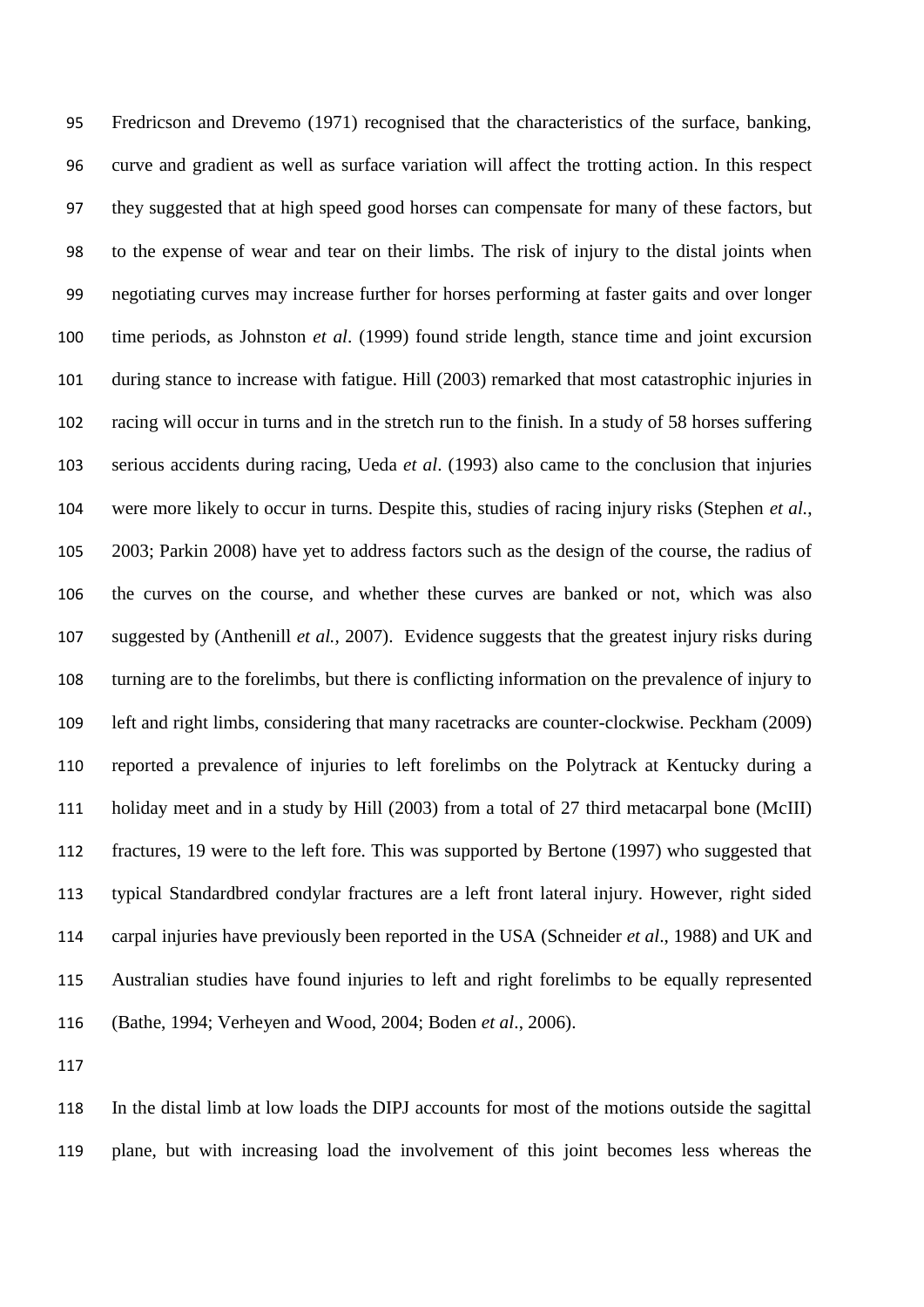Fredricson and Drevemo (1971) recognised that the characteristics of the surface, banking, curve and gradient as well as surface variation will affect the trotting action. In this respect they suggested that at high speed good horses can compensate for many of these factors, but to the expense of wear and tear on their limbs. The risk of injury to the distal joints when negotiating curves may increase further for horses performing at faster gaits and over longer time periods, as Johnston *et al*. (1999) found stride length, stance time and joint excursion during stance to increase with fatigue. Hill (2003) remarked that most catastrophic injuries in racing will occur in turns and in the stretch run to the finish. In a study of 58 horses suffering serious accidents during racing, Ueda *et al*. (1993) also came to the conclusion that injuries were more likely to occur in turns. Despite this, studies of racing injury risks (Stephen *et al.*, 2003; Parkin 2008) have yet to address factors such as the design of the course, the radius of the curves on the course, and whether these curves are banked or not, which was also suggested by (Anthenill *et al.*, 2007). Evidence suggests that the greatest injury risks during turning are to the forelimbs, but there is conflicting information on the prevalence of injury to left and right limbs, considering that many racetracks are counter-clockwise. Peckham (2009) reported a prevalence of injuries to left forelimbs on the Polytrack at Kentucky during a holiday meet and in a study by Hill (2003) from a total of 27 third metacarpal bone (McIII) fractures, 19 were to the left fore. This was supported by Bertone (1997) who suggested that typical Standardbred condylar fractures are a left front lateral injury. However, right sided carpal injuries have previously been reported in the USA (Schneider *et al*., 1988) and UK and Australian studies have found injuries to left and right forelimbs to be equally represented (Bathe, 1994; Verheyen and Wood, 2004; Boden *et al*., 2006).

In the distal limb at low loads the DIPJ accounts for most of the motions outside the sagittal plane, but with increasing load the involvement of this joint becomes less whereas the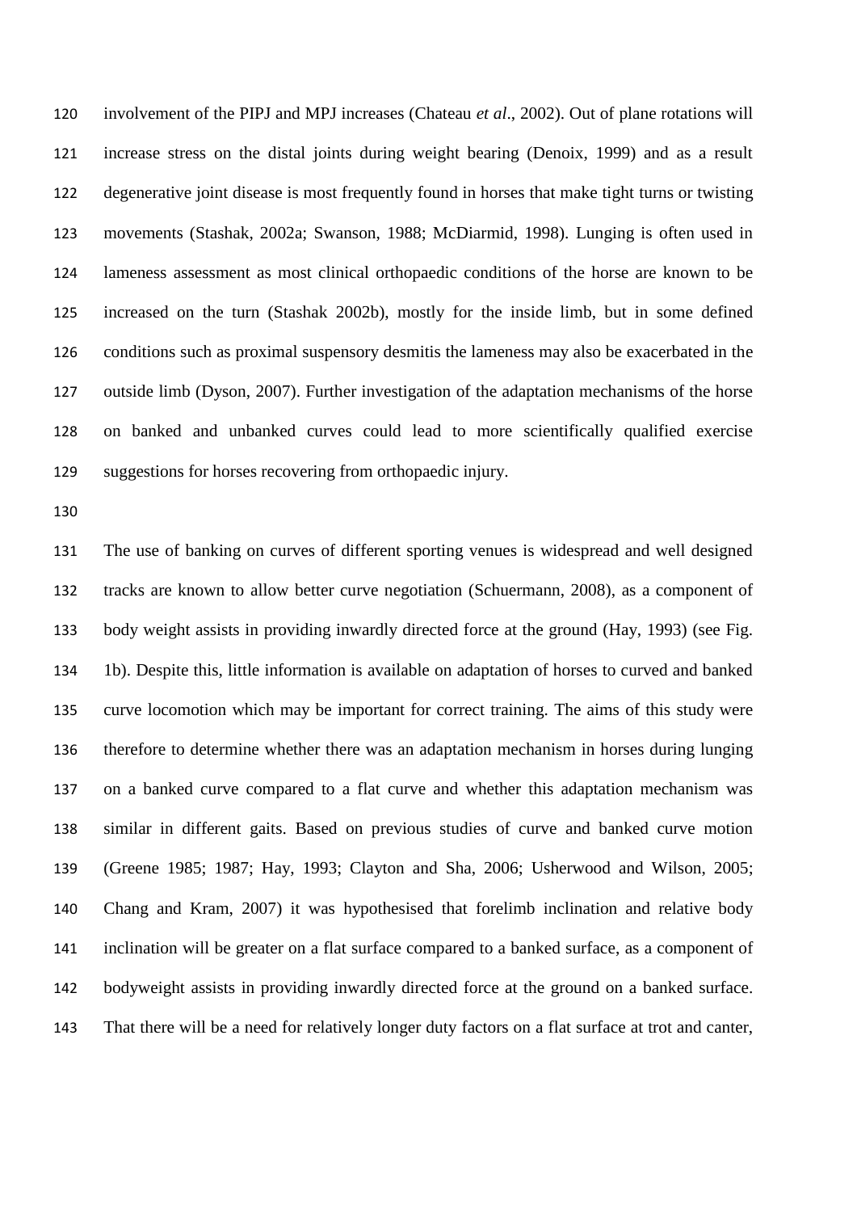involvement of the PIPJ and MPJ increases (Chateau *et al*., 2002). Out of plane rotations will increase stress on the distal joints during weight bearing (Denoix, 1999) and as a result degenerative joint disease is most frequently found in horses that make tight turns or twisting movements (Stashak, 2002a; Swanson, 1988; McDiarmid, 1998). Lunging is often used in lameness assessment as most clinical orthopaedic conditions of the horse are known to be increased on the turn (Stashak 2002b), mostly for the inside limb, but in some defined conditions such as proximal suspensory desmitis the lameness may also be exacerbated in the outside limb (Dyson, 2007). Further investigation of the adaptation mechanisms of the horse on banked and unbanked curves could lead to more scientifically qualified exercise suggestions for horses recovering from orthopaedic injury.

The use of banking on curves of different sporting venues is widespread and well designed tracks are known to allow better curve negotiation (Schuermann, 2008), as a component of body weight assists in providing inwardly directed force at the ground (Hay, 1993) (see Fig. 1b). Despite this, little information is available on adaptation of horses to curved and banked curve locomotion which may be important for correct training. The aims of this study were therefore to determine whether there was an adaptation mechanism in horses during lunging on a banked curve compared to a flat curve and whether this adaptation mechanism was similar in different gaits. Based on previous studies of curve and banked curve motion (Greene 1985; 1987; Hay, 1993; Clayton and Sha, 2006; Usherwood and Wilson, 2005; Chang and Kram, 2007) it was hypothesised that forelimb inclination and relative body inclination will be greater on a flat surface compared to a banked surface, as a component of bodyweight assists in providing inwardly directed force at the ground on a banked surface. That there will be a need for relatively longer duty factors on a flat surface at trot and canter,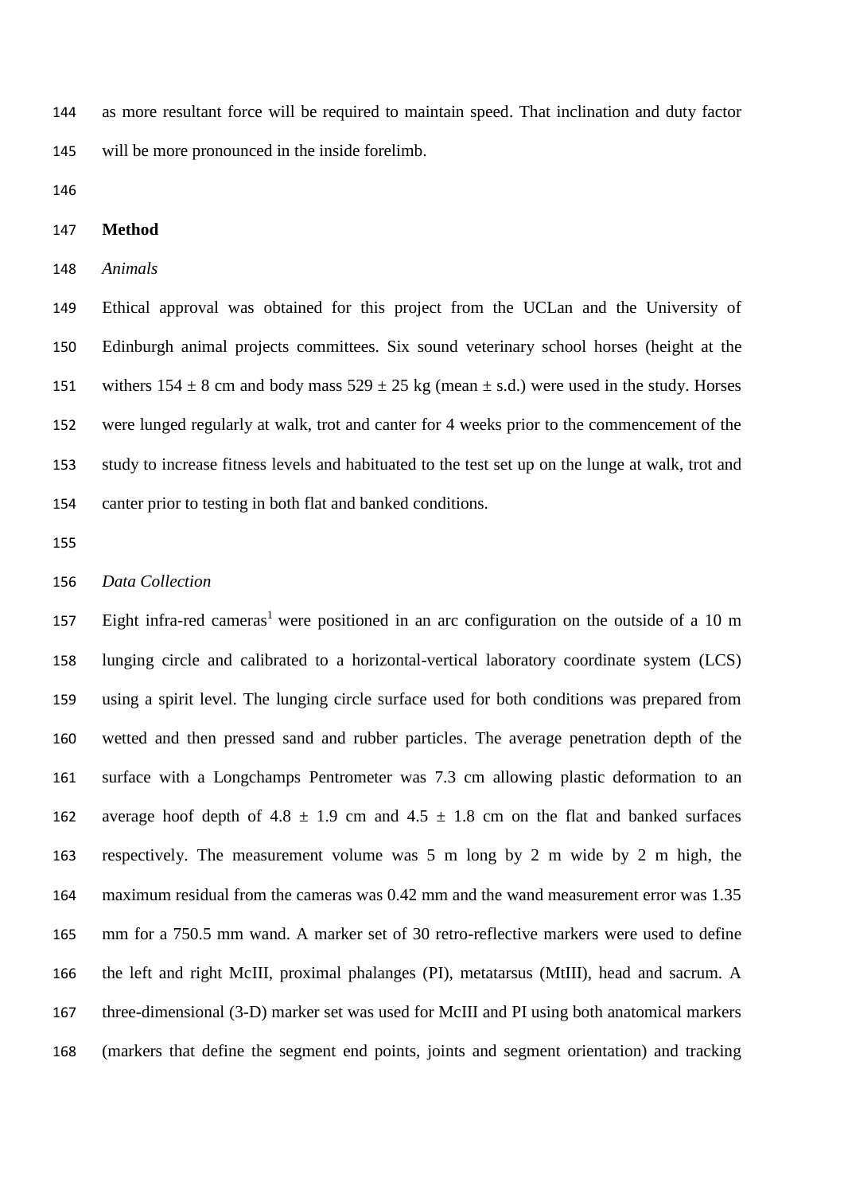as more resultant force will be required to maintain speed. That inclination and duty factor will be more pronounced in the inside forelimb.

## Method

### *Animals*

Ethical approval was obtained for this project from the UCLan and the University of Edinburgh animal projects committees. Six sound veterinary school horses (height at the withers 154 ± 8 cm and body mass 529 ± 25 kg (mean ± s.d.) were used in the study. Horses were lunged regularly at walk, trot and canter for 4 weeks prior to the commencement of the study to increase fitness levels and habituated to the test set up on the lunge at walk, trot and canter prior to testing in both flat and banked conditions.

### *Data Collection*

Eight infra-red cameras[1] were positioned in an arc configuration on the outside of a 10 m lunging circle and calibrated to a horizontal-vertical laboratory coordinate system (LCS) using a spirit level. The lunging circle surface used for both conditions was prepared from wetted and then pressed sand and rubber particles. The average penetration depth of the surface with a Longchamps Pentrometer was 7.3 cm allowing plastic deformation to an average hoof depth of 4.8 ± 1.9 cm and 4.5 ± 1.8 cm on the flat and banked surfaces respectively. The measurement volume was 5 m long by 2 m wide by 2 m high, the maximum residual from the cameras was 0.42 mm and the wand measurement error was 1.35 mm for a 750.5 mm wand. A marker set of 30 retro-reflective markers were used to define the left and right McIII, proximal phalanges (PI), metatarsus (MtIII), head and sacrum. A three-dimensional (3-D) marker set was used for McIII and PI using both anatomical markers (markers that define the segment end points, joints and segment orientation) and tracking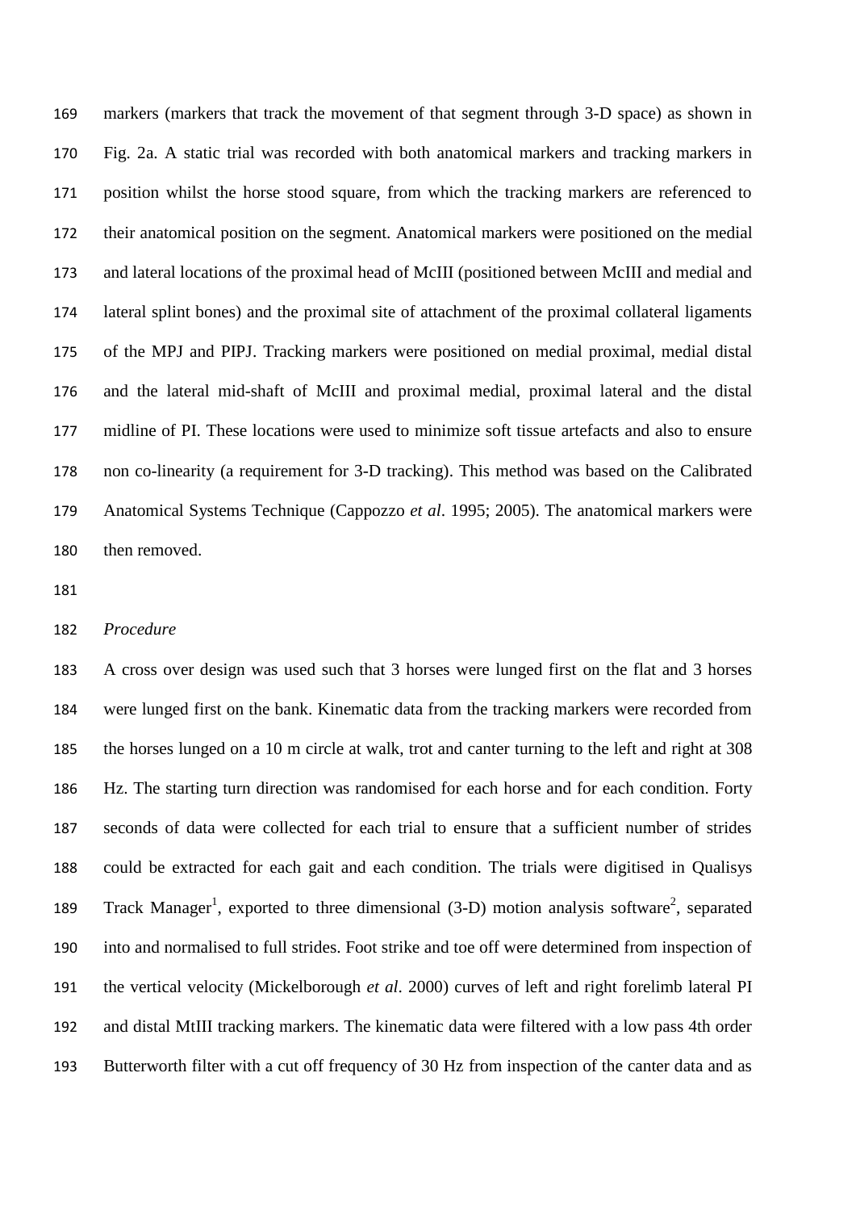markers (markers that track the movement of that segment through 3-D space) as shown in Fig. 2a. A static trial was recorded with both anatomical markers and tracking markers in position whilst the horse stood square, from which the tracking markers are referenced to their anatomical position on the segment. Anatomical markers were positioned on the medial and lateral locations of the proximal head of McIII (positioned between McIII and medial and lateral splint bones) and the proximal site of attachment of the proximal collateral ligaments of the MPJ and PIPJ. Tracking markers were positioned on medial proximal, medial distal and the lateral mid-shaft of McIII and proximal medial, proximal lateral and the distal midline of PI. These locations were used to minimize soft tissue artefacts and also to ensure non co-linearity (a requirement for 3-D tracking). This method was based on the Calibrated Anatomical Systems Technique (Cappozzo *et al*. 1995; 2005). The anatomical markers were then removed.

*Procedure*

A cross over design was used such that 3 horses were lunged first on the flat and 3 horses were lunged first on the bank. Kinematic data from the tracking markers were recorded from the horses lunged on a 10 m circle at walk, trot and canter turning to the left and right at 308 Hz. The starting turn direction was randomised for each horse and for each condition. Forty seconds of data were collected for each trial to ensure that a sufficient number of strides could be extracted for each gait and each condition. The trials were digitised in Qualisys Track Manager[1], exported to three dimensional (3-D) motion analysis software[2], separated into and normalised to full strides. Foot strike and toe off were determined from inspection of the vertical velocity (Mickelborough *et al*. 2000) curves of left and right forelimb lateral PI and distal MtIII tracking markers. The kinematic data were filtered with a low pass 4th order Butterworth filter with a cut off frequency of 30 Hz from inspection of the canter data and as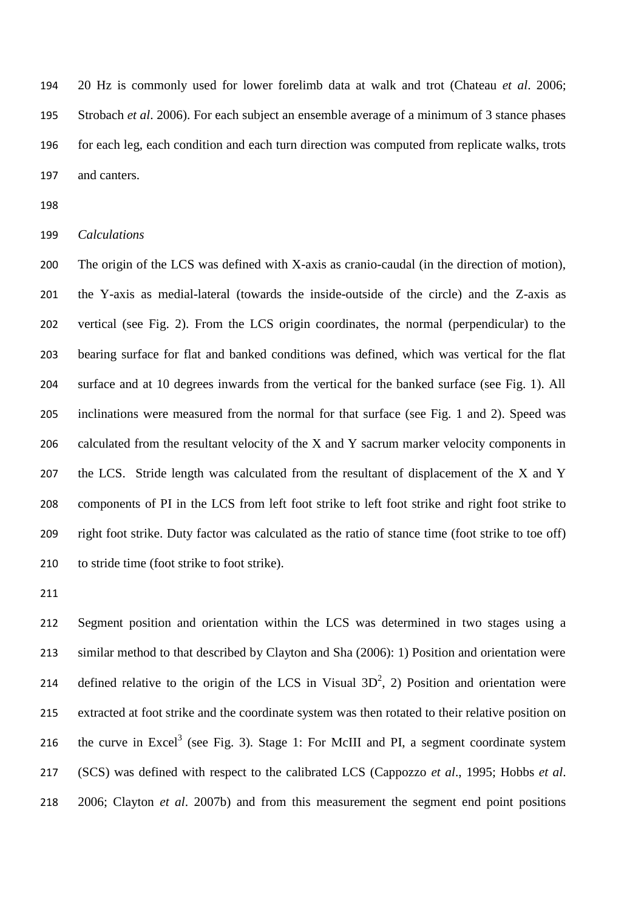20 Hz is commonly used for lower forelimb data at walk and trot (Chateau *et al*. 2006; Strobach *et al*. 2006). For each subject an ensemble average of a minimum of 3 stance phases for each leg, each condition and each turn direction was computed from replicate walks, trots and canters.

*Calculations*

The origin of the LCS was defined with X-axis as cranio-caudal (in the direction of motion), the Y-axis as medial-lateral (towards the inside-outside of the circle) and the Z-axis as vertical (see Fig. 2). From the LCS origin coordinates, the normal (perpendicular) to the bearing surface for flat and banked conditions was defined, which was vertical for the flat surface and at 10 degrees inwards from the vertical for the banked surface (see Fig. 1). All inclinations were measured from the normal for that surface (see Fig. 1 and 2). Speed was calculated from the resultant velocity of the X and Y sacrum marker velocity components in the LCS. Stride length was calculated from the resultant of displacement of the X and Y components of PI in the LCS from left foot strike to left foot strike and right foot strike to right foot strike. Duty factor was calculated as the ratio of stance time (foot strike to toe off) to stride time (foot strike to foot strike).

Segment position and orientation within the LCS was determined in two stages using a similar method to that described by Clayton and Sha (2006): 1) Position and orientation were defined relative to the origin of the LCS in Visual 3D[2], 2) Position and orientation were extracted at foot strike and the coordinate system was then rotated to their relative position on the curve in Excel[3] (see Fig. 3). Stage 1: For McIII and PI, a segment coordinate system (SCS) was defined with respect to the calibrated LCS (Cappozzo *et al*., 1995; Hobbs *et al*. 2006; Clayton *et al*. 2007b) and from this measurement the segment end point positions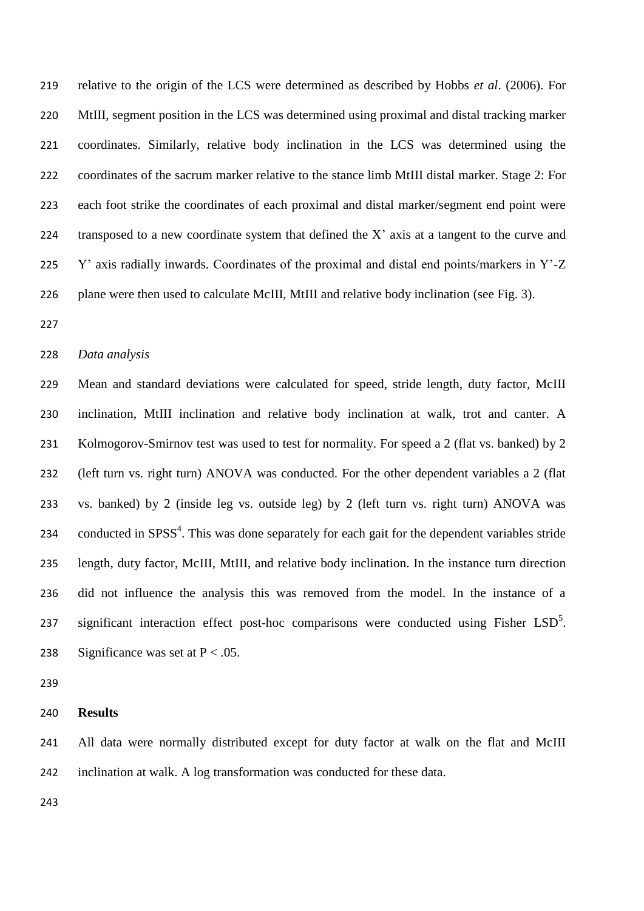relative to the origin of the LCS were determined as described by Hobbs *et al*. (2006). For MtIII, segment position in the LCS was determined using proximal and distal tracking marker coordinates. Similarly, relative body inclination in the LCS was determined using the coordinates of the sacrum marker relative to the stance limb MtIII distal marker. Stage 2: For each foot strike the coordinates of each proximal and distal marker/segment end point were transposed to a new coordinate system that defined the X' axis at a tangent to the curve and Y' axis radially inwards. Coordinates of the proximal and distal end points/markers in Y'-Z plane were then used to calculate McIII, MtIII and relative body inclination (see Fig. 3).

*Data analysis*

Mean and standard deviations were calculated for speed, stride length, duty factor, McIII inclination, MtIII inclination and relative body inclination at walk, trot and canter. A Kolmogorov-Smirnov test was used to test for normality. For speed a 2 (flat vs. banked) by 2 (left turn vs. right turn) ANOVA was conducted. For the other dependent variables a 2 (flat vs. banked) by 2 (inside leg vs. outside leg) by 2 (left turn vs. right turn) ANOVA was conducted in SPSS[4]. This was done separately for each gait for the dependent variables stride length, duty factor, McIII, MtIII, and relative body inclination. In the instance turn direction did not influence the analysis this was removed from the model. In the instance of a significant interaction effect post-hoc comparisons were conducted using Fisher LSD[5]. Significance was set at $P < .05$.

## Results

All data were normally distributed except for duty factor at walk on the flat and McIII inclination at walk. A log transformation was conducted for these data.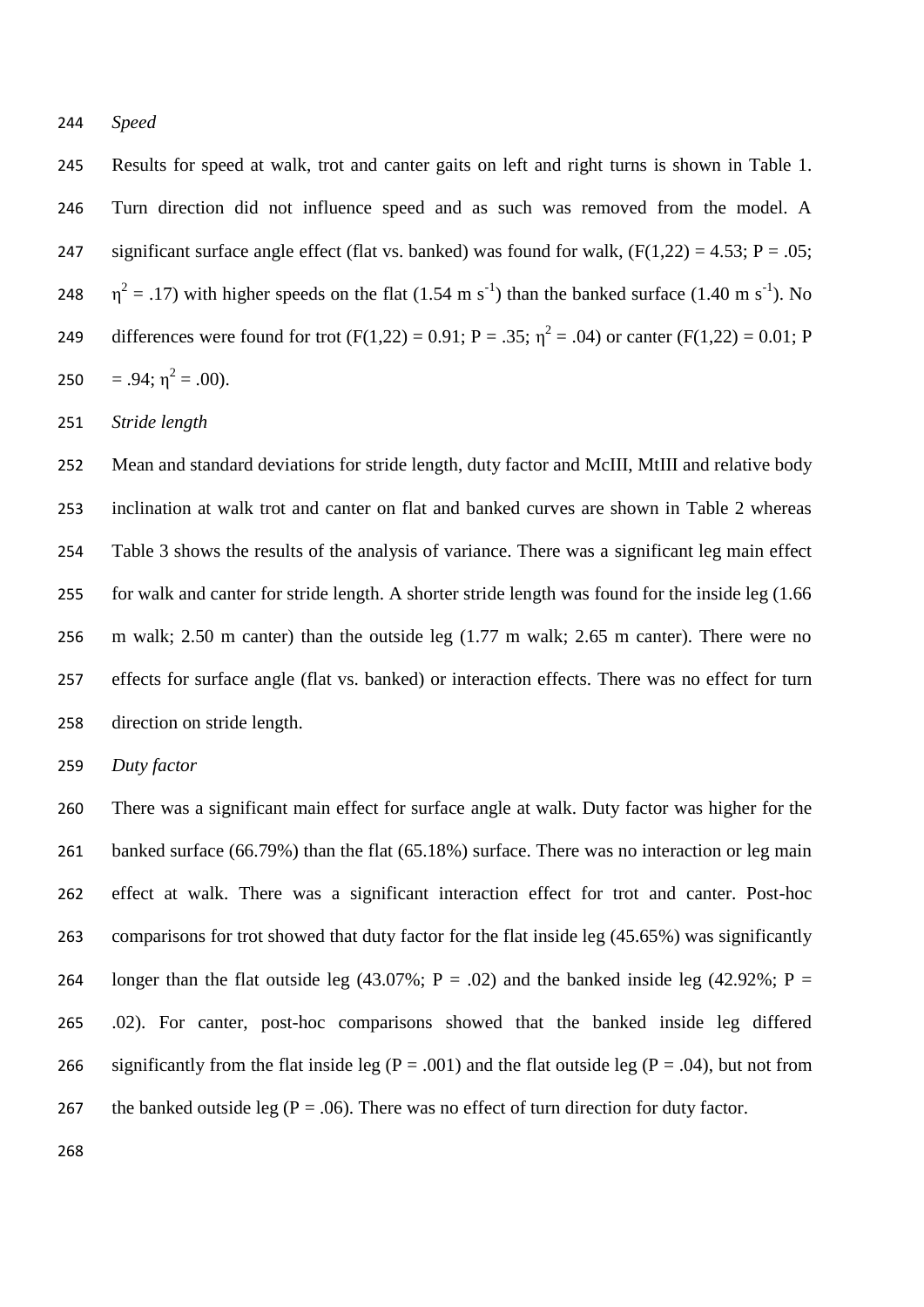*Speed*

Results for speed at walk, trot and canter gaits on left and right turns is shown in Table 1. Turn direction did not influence speed and as such was removed from the model. A significant surface angle effect (flat vs. banked) was found for walk, ($F(1,22) = 4.53$; $P = .05$; $\eta^2 = .17$) with higher speeds on the flat (1.54 m $s^{-1}$) than the banked surface (1.40 m $s^{-1}$). No differences were found for trot ($F(1,22) = 0.91$; $P = .35$; $\eta^2 = .04$) or canter ($F(1,22) = 0.01$; $P = .94$; $\eta^2 = .00$).

*Stride length*

Mean and standard deviations for stride length, duty factor and McIII, MtIII and relative body inclination at walk trot and canter on flat and banked curves are shown in Table 2 whereas Table 3 shows the results of the analysis of variance. There was a significant leg main effect for walk and canter for stride length. A shorter stride length was found for the inside leg (1.66 m walk; 2.50 m canter) than the outside leg (1.77 m walk; 2.65 m canter). There were no effects for surface angle (flat vs. banked) or interaction effects. There was no effect for turn direction on stride length.

*Duty factor*

There was a significant main effect for surface angle at walk. Duty factor was higher for the banked surface (66.79%) than the flat (65.18%) surface. There was no interaction or leg main effect at walk. There was a significant interaction effect for trot and canter. Post-hoc comparisons for trot showed that duty factor for the flat inside leg (45.65%) was significantly longer than the flat outside leg (43.07%; $P = .02$) and the banked inside leg (42.92%; $P = .02$). For canter, post-hoc comparisons showed that the banked inside leg differed significantly from the flat inside leg ($P = .001$) and the flat outside leg ($P = .04$), but not from the banked outside leg ($P = .06$). There was no effect of turn direction for duty factor.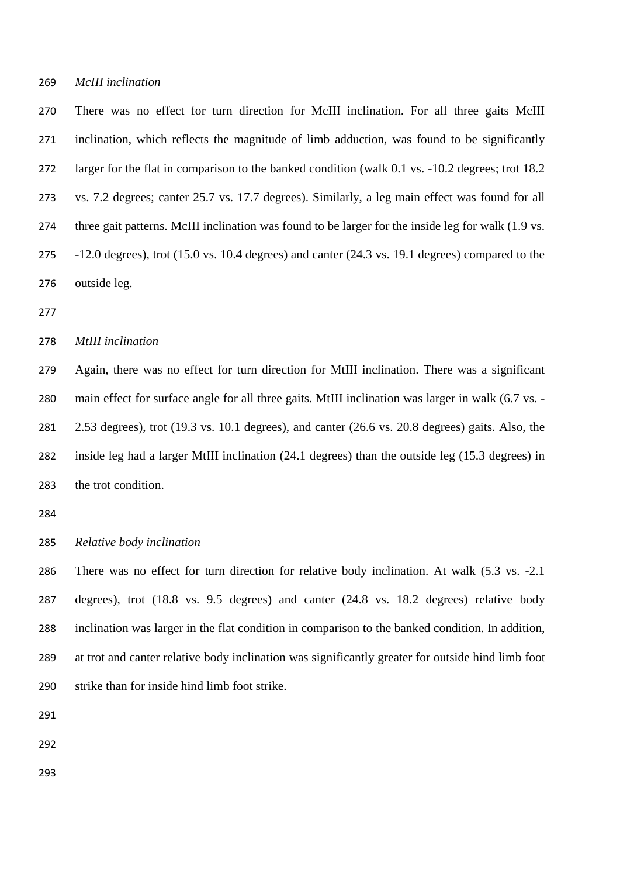*McIII inclination*

There was no effect for turn direction for McIII inclination. For all three gaits McIII inclination, which reflects the magnitude of limb adduction, was found to be significantly larger for the flat in comparison to the banked condition (walk 0.1 vs. -10.2 degrees; trot 18.2 vs. 7.2 degrees; canter 25.7 vs. 17.7 degrees). Similarly, a leg main effect was found for all three gait patterns. McIII inclination was found to be larger for the inside leg for walk (1.9 vs. -12.0 degrees), trot (15.0 vs. 10.4 degrees) and canter (24.3 vs. 19.1 degrees) compared to the outside leg.

*MtIII inclination*

Again, there was no effect for turn direction for MtIII inclination. There was a significant main effect for surface angle for all three gaits. MtIII inclination was larger in walk (6.7 vs. -2.53 degrees), trot (19.3 vs. 10.1 degrees), and canter (26.6 vs. 20.8 degrees) gaits. Also, the inside leg had a larger MtIII inclination (24.1 degrees) than the outside leg (15.3 degrees) in the trot condition.

*Relative body inclination*

There was no effect for turn direction for relative body inclination. At walk (5.3 vs. -2.1 degrees), trot (18.8 vs. 9.5 degrees) and canter (24.8 vs. 18.2 degrees) relative body inclination was larger in the flat condition in comparison to the banked condition. In addition, at trot and canter relative body inclination was significantly greater for outside hind limb foot strike than for inside hind limb foot strike.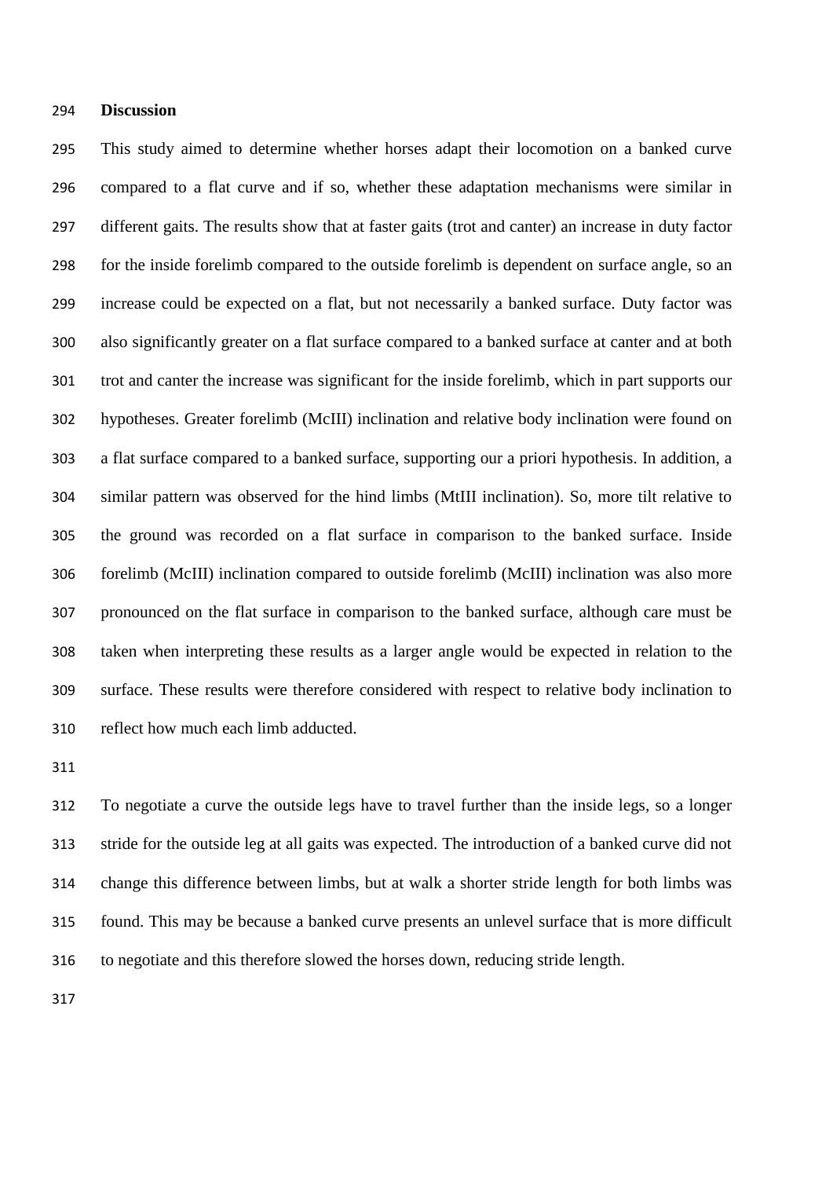## Discussion

This study aimed to determine whether horses adapt their locomotion on a banked curve compared to a flat curve and if so, whether these adaptation mechanisms were similar in different gaits. The results show that at faster gaits (trot and canter) an increase in duty factor for the inside forelimb compared to the outside forelimb is dependent on surface angle, so an increase could be expected on a flat, but not necessarily a banked surface. Duty factor was also significantly greater on a flat surface compared to a banked surface at canter and at both trot and canter the increase was significant for the inside forelimb, which in part supports our hypotheses. Greater forelimb (McIII) inclination and relative body inclination were found on a flat surface compared to a banked surface, supporting our a priori hypothesis. In addition, a similar pattern was observed for the hind limbs (MtIII inclination). So, more tilt relative to the ground was recorded on a flat surface in comparison to the banked surface. Inside forelimb (McIII) inclination compared to outside forelimb (McIII) inclination was also more pronounced on the flat surface in comparison to the banked surface, although care must be taken when interpreting these results as a larger angle would be expected in relation to the surface. These results were therefore considered with respect to relative body inclination to reflect how much each limb adducted.

To negotiate a curve the outside legs have to travel further than the inside legs, so a longer stride for the outside leg at all gaits was expected. The introduction of a banked curve did not change this difference between limbs, but at walk a shorter stride length for both limbs was found. This may be because a banked curve presents an unlevel surface that is more difficult to negotiate and this therefore slowed the horses down, reducing stride length.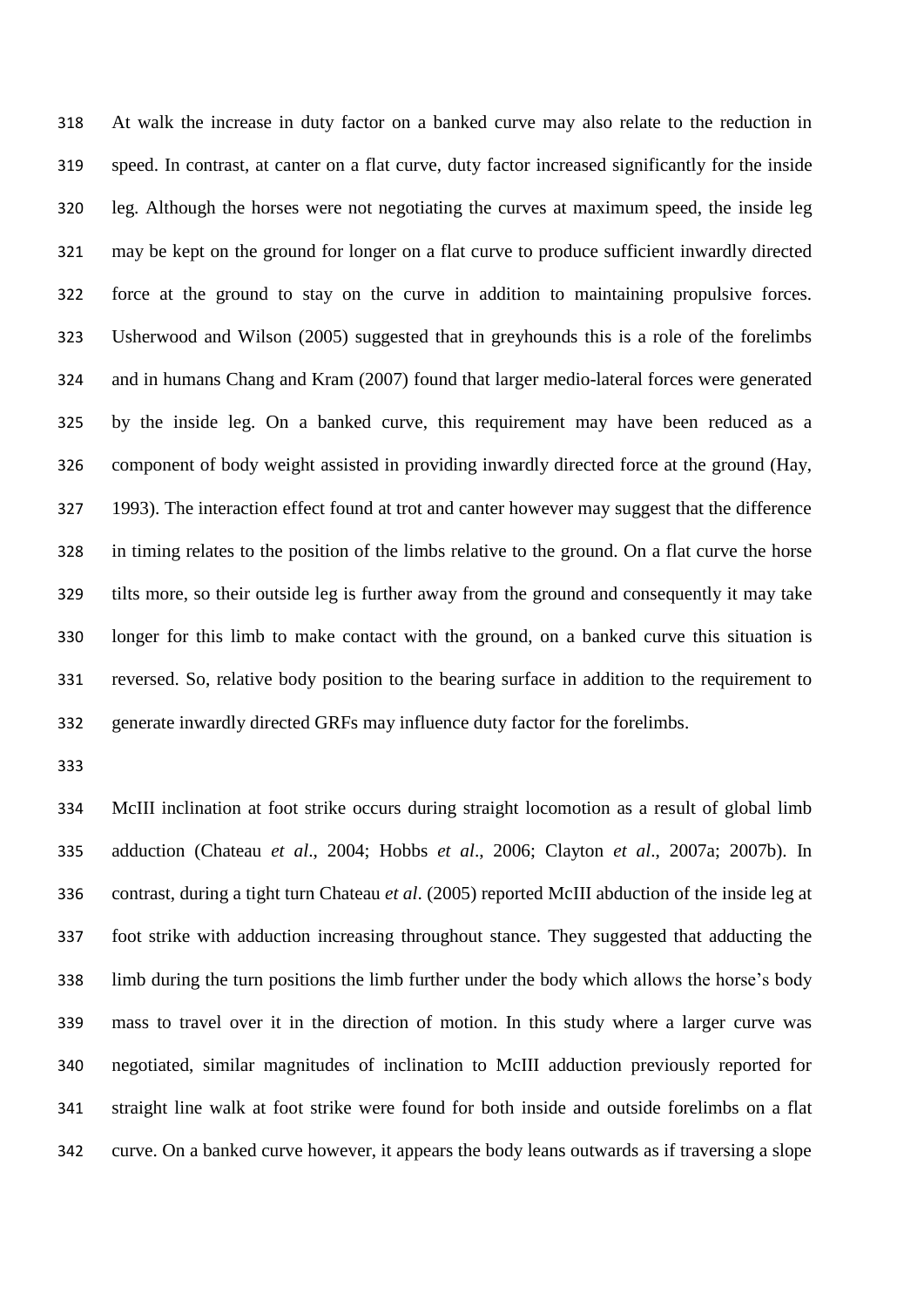At walk the increase in duty factor on a banked curve may also relate to the reduction in speed. In contrast, at canter on a flat curve, duty factor increased significantly for the inside leg. Although the horses were not negotiating the curves at maximum speed, the inside leg may be kept on the ground for longer on a flat curve to produce sufficient inwardly directed force at the ground to stay on the curve in addition to maintaining propulsive forces. Usherwood and Wilson (2005) suggested that in greyhounds this is a role of the forelimbs and in humans Chang and Kram (2007) found that larger medio-lateral forces were generated by the inside leg. On a banked curve, this requirement may have been reduced as a component of body weight assisted in providing inwardly directed force at the ground (Hay, 1993). The interaction effect found at trot and canter however may suggest that the difference in timing relates to the position of the limbs relative to the ground. On a flat curve the horse tilts more, so their outside leg is further away from the ground and consequently it may take longer for this limb to make contact with the ground, on a banked curve this situation is reversed. So, relative body position to the bearing surface in addition to the requirement to generate inwardly directed GRFs may influence duty factor for the forelimbs.

McIII inclination at foot strike occurs during straight locomotion as a result of global limb adduction (Chateau *et al*., 2004; Hobbs *et al*., 2006; Clayton *et al*., 2007a; 2007b). In contrast, during a tight turn Chateau *et al*. (2005) reported McIII abduction of the inside leg at foot strike with adduction increasing throughout stance. They suggested that adducting the limb during the turn positions the limb further under the body which allows the horse's body mass to travel over it in the direction of motion. In this study where a larger curve was negotiated, similar magnitudes of inclination to McIII adduction previously reported for straight line walk at foot strike were found for both inside and outside forelimbs on a flat curve. On a banked curve however, it appears the body leans outwards as if traversing a slope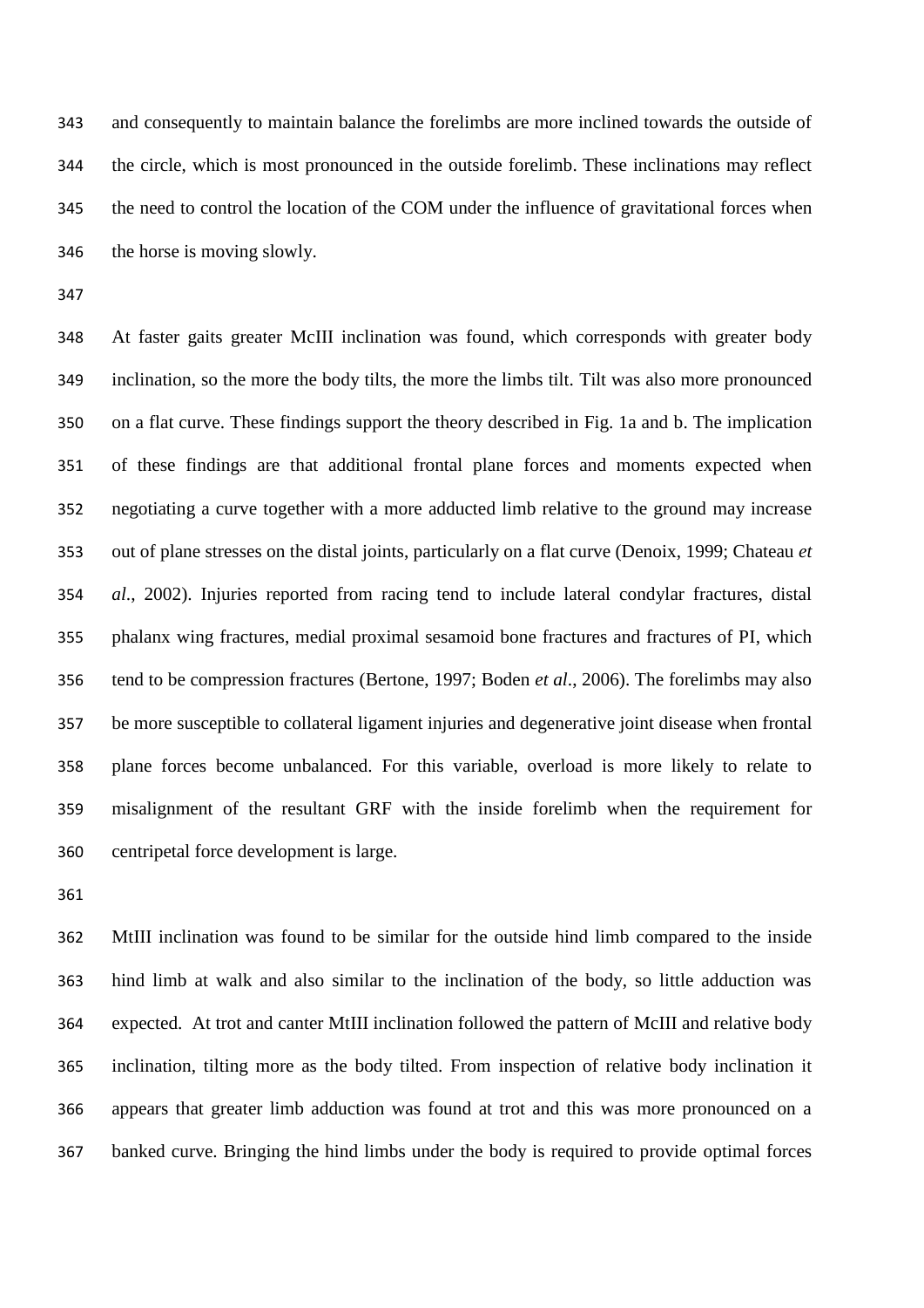and consequently to maintain balance the forelimbs are more inclined towards the outside of the circle, which is most pronounced in the outside forelimb. These inclinations may reflect the need to control the location of the COM under the influence of gravitational forces when the horse is moving slowly.

At faster gaits greater McIII inclination was found, which corresponds with greater body inclination, so the more the body tilts, the more the limbs tilt. Tilt was also more pronounced on a flat curve. These findings support the theory described in Fig. 1a and b. The implication of these findings are that additional frontal plane forces and moments expected when negotiating a curve together with a more adducted limb relative to the ground may increase out of plane stresses on the distal joints, particularly on a flat curve (Denoix, 1999; Chateau *et al*., 2002). Injuries reported from racing tend to include lateral condylar fractures, distal phalanx wing fractures, medial proximal sesamoid bone fractures and fractures of PI, which tend to be compression fractures (Bertone, 1997; Boden *et al*., 2006). The forelimbs may also be more susceptible to collateral ligament injuries and degenerative joint disease when frontal plane forces become unbalanced. For this variable, overload is more likely to relate to misalignment of the resultant GRF with the inside forelimb when the requirement for centripetal force development is large.

MtIII inclination was found to be similar for the outside hind limb compared to the inside hind limb at walk and also similar to the inclination of the body, so little adduction was expected. At trot and canter MtIII inclination followed the pattern of McIII and relative body inclination, tilting more as the body tilted. From inspection of relative body inclination it appears that greater limb adduction was found at trot and this was more pronounced on a banked curve. Bringing the hind limbs under the body is required to provide optimal forces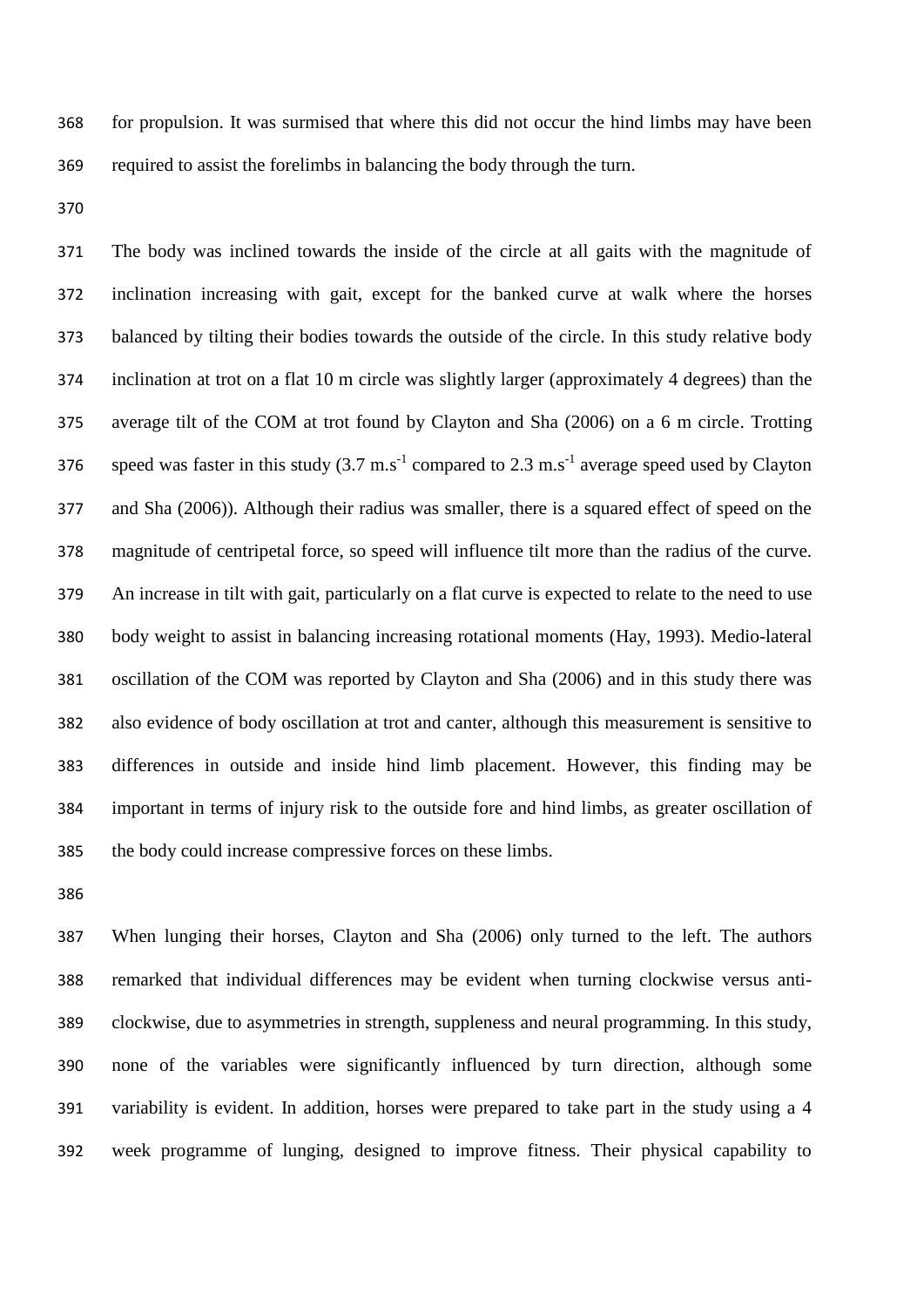for propulsion. It was surmised that where this did not occur the hind limbs may have been required to assist the forelimbs in balancing the body through the turn.

The body was inclined towards the inside of the circle at all gaits with the magnitude of inclination increasing with gait, except for the banked curve at walk where the horses balanced by tilting their bodies towards the outside of the circle. In this study relative body inclination at trot on a flat 10 m circle was slightly larger (approximately 4 degrees) than the average tilt of the COM at trot found by Clayton and Sha (2006) on a 6 m circle. Trotting speed was faster in this study (3.7 $m.s^{-1}$ compared to 2.3 $m.s^{-1}$ average speed used by Clayton and Sha (2006)). Although their radius was smaller, there is a squared effect of speed on the magnitude of centripetal force, so speed will influence tilt more than the radius of the curve. An increase in tilt with gait, particularly on a flat curve is expected to relate to the need to use body weight to assist in balancing increasing rotational moments (Hay, 1993). Medio-lateral oscillation of the COM was reported by Clayton and Sha (2006) and in this study there was also evidence of body oscillation at trot and canter, although this measurement is sensitive to differences in outside and inside hind limb placement. However, this finding may be important in terms of injury risk to the outside fore and hind limbs, as greater oscillation of the body could increase compressive forces on these limbs.

When lunging their horses, Clayton and Sha (2006) only turned to the left. The authors remarked that individual differences may be evident when turning clockwise versus anti-clockwise, due to asymmetries in strength, suppleness and neural programming. In this study, none of the variables were significantly influenced by turn direction, although some variability is evident. In addition, horses were prepared to take part in the study using a 4 week programme of lunging, designed to improve fitness. Their physical capability to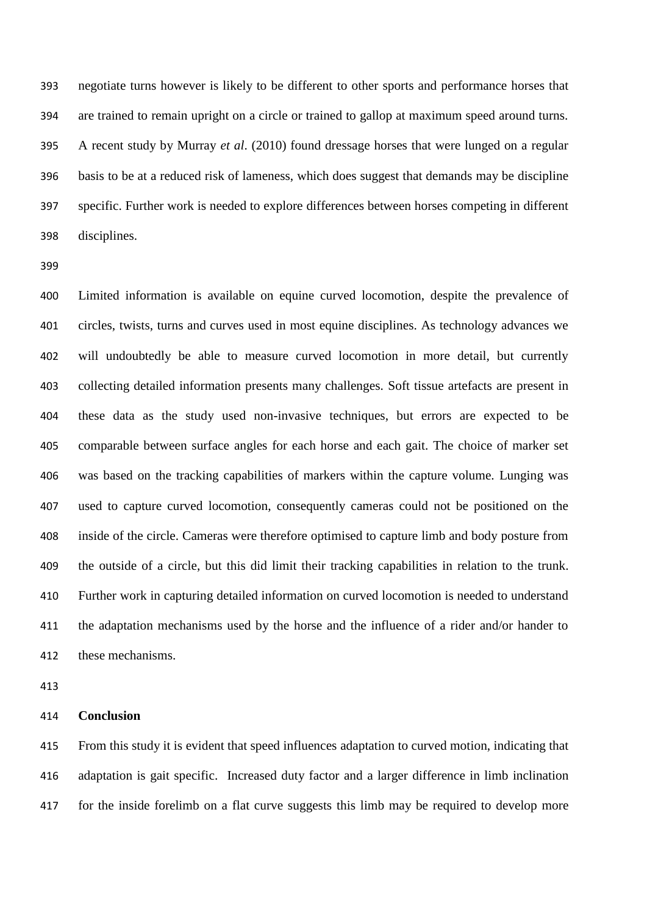negotiate turns however is likely to be different to other sports and performance horses that are trained to remain upright on a circle or trained to gallop at maximum speed around turns. A recent study by Murray *et al*. (2010) found dressage horses that were lunged on a regular basis to be at a reduced risk of lameness, which does suggest that demands may be discipline specific. Further work is needed to explore differences between horses competing in different disciplines.

Limited information is available on equine curved locomotion, despite the prevalence of circles, twists, turns and curves used in most equine disciplines. As technology advances we will undoubtedly be able to measure curved locomotion in more detail, but currently collecting detailed information presents many challenges. Soft tissue artefacts are present in these data as the study used non-invasive techniques, but errors are expected to be comparable between surface angles for each horse and each gait. The choice of marker set was based on the tracking capabilities of markers within the capture volume. Lunging was used to capture curved locomotion, consequently cameras could not be positioned on the inside of the circle. Cameras were therefore optimised to capture limb and body posture from the outside of a circle, but this did limit their tracking capabilities in relation to the trunk. Further work in capturing detailed information on curved locomotion is needed to understand the adaptation mechanisms used by the horse and the influence of a rider and/or hander to these mechanisms.

## Conclusion

From this study it is evident that speed influences adaptation to curved motion, indicating that adaptation is gait specific. Increased duty factor and a larger difference in limb inclination for the inside forelimb on a flat curve suggests this limb may be required to develop more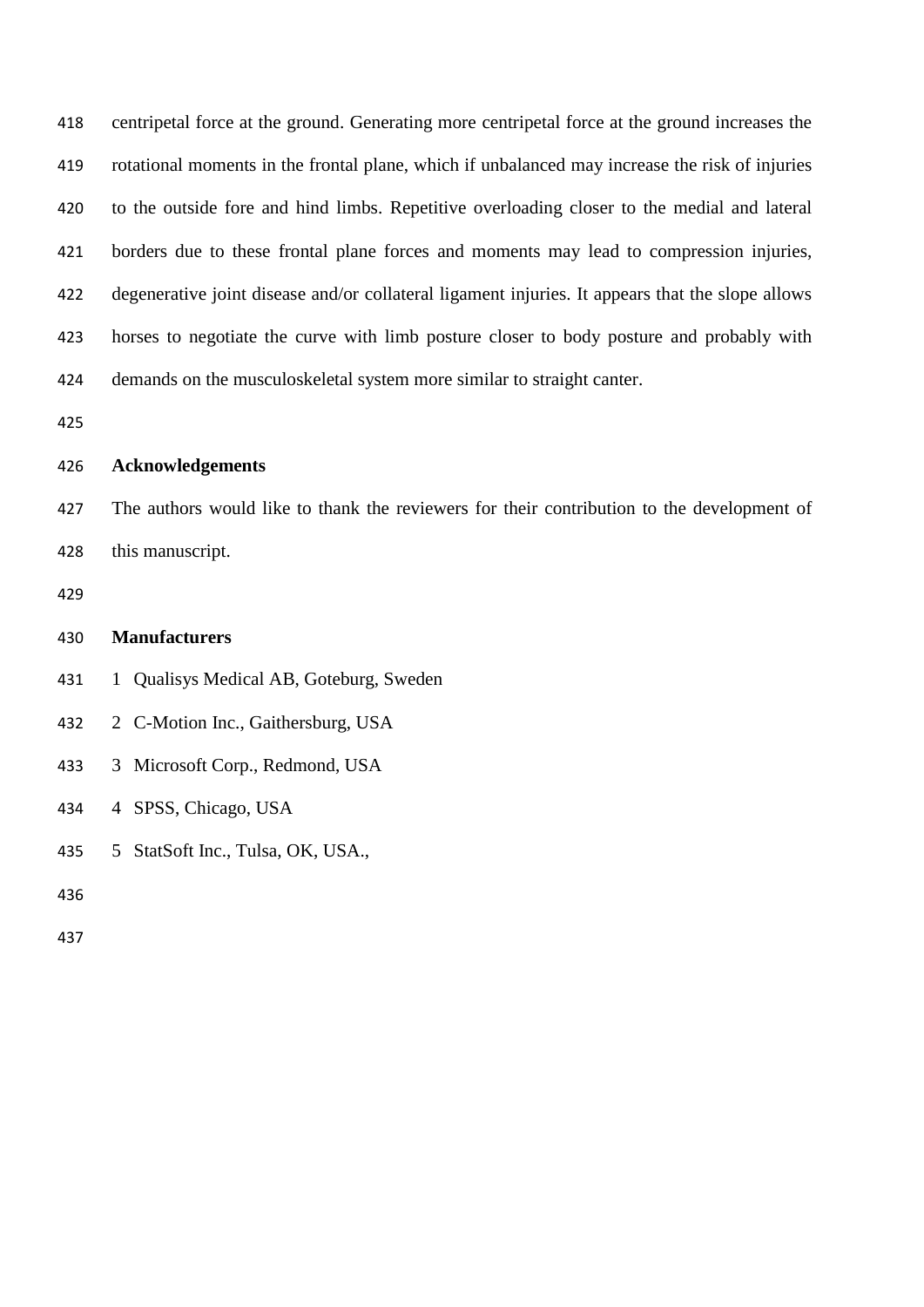centripetal force at the ground. Generating more centripetal force at the ground increases the rotational moments in the frontal plane, which if unbalanced may increase the risk of injuries to the outside fore and hind limbs. Repetitive overloading closer to the medial and lateral borders due to these frontal plane forces and moments may lead to compression injuries, degenerative joint disease and/or collateral ligament injuries. It appears that the slope allows horses to negotiate the curve with limb posture closer to body posture and probably with demands on the musculoskeletal system more similar to straight canter.

## Acknowledgements

The authors would like to thank the reviewers for their contribution to the development of this manuscript.

## Manufacturers

1 Qualisys Medical AB, Goteburg, Sweden

2 C-Motion Inc., Gaithersburg, USA

3 Microsoft Corp., Redmond, USA

4 SPSS, Chicago, USA

5 StatSoft Inc., Tulsa, OK, USA.,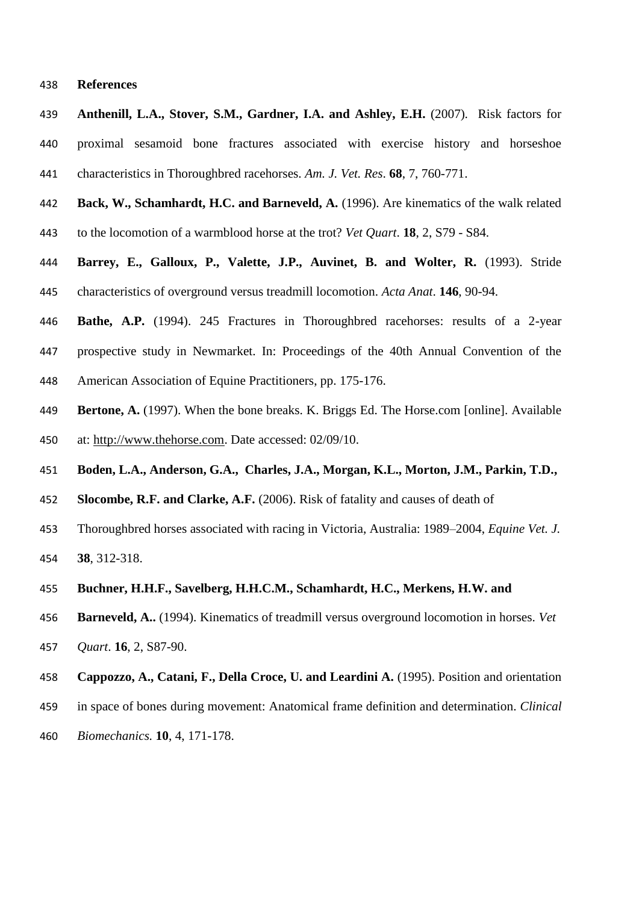## References

**Anthenill, L.A., Stover, S.M., Gardner, I.A. and Ashley, E.H.** (2007). Risk factors for proximal sesamoid bone fractures associated with exercise history and horseshoe characteristics in Thoroughbred racehorses. *Am. J. Vet. Res*. **68**, 7, 760-771.

**Back, W., Schamhardt, H.C. and Barneveld, A.** (1996). Are kinematics of the walk related to the locomotion of a warmblood horse at the trot? *Vet Quart*. **18**, 2, S79 - S84.

**Barrey, E., Galloux, P., Valette, J.P., Auvinet, B. and Wolter, R.** (1993). Stride characteristics of overground versus treadmill locomotion. *Acta Anat*. **146**, 90-94.

**Bathe, A.P.** (1994). 245 Fractures in Thoroughbred racehorses: results of a 2-year prospective study in Newmarket. In: Proceedings of the 40th Annual Convention of the American Association of Equine Practitioners, pp. 175-176.

**Bertone, A.** (1997). When the bone breaks. K. Briggs Ed. The Horse.com [online]. Available at: http://www.thehorse.com. Date accessed: 02/09/10.

**Boden, L.A., Anderson, G.A., Charles, J.A., Morgan, K.L., Morton, J.M., Parkin, T.D., Slocombe, R.F. and Clarke, A.F.** (2006). Risk of fatality and causes of death of Thoroughbred horses associated with racing in Victoria, Australia: 1989–2004, *Equine Vet. J.* **38**, 312-318.

**Buchner, H.H.F., Savelberg, H.H.C.M., Schamhardt, H.C., Merkens, H.W. and Barneveld, A..** (1994). Kinematics of treadmill versus overground locomotion in horses. *Vet Quart*. **16**, 2, S87-90.

**Cappozzo, A., Catani, F., Della Croce, U. and Leardini A.** (1995). Position and orientation in space of bones during movement: Anatomical frame definition and determination. *Clinical Biomechanics.* **10**, 4, 171-178.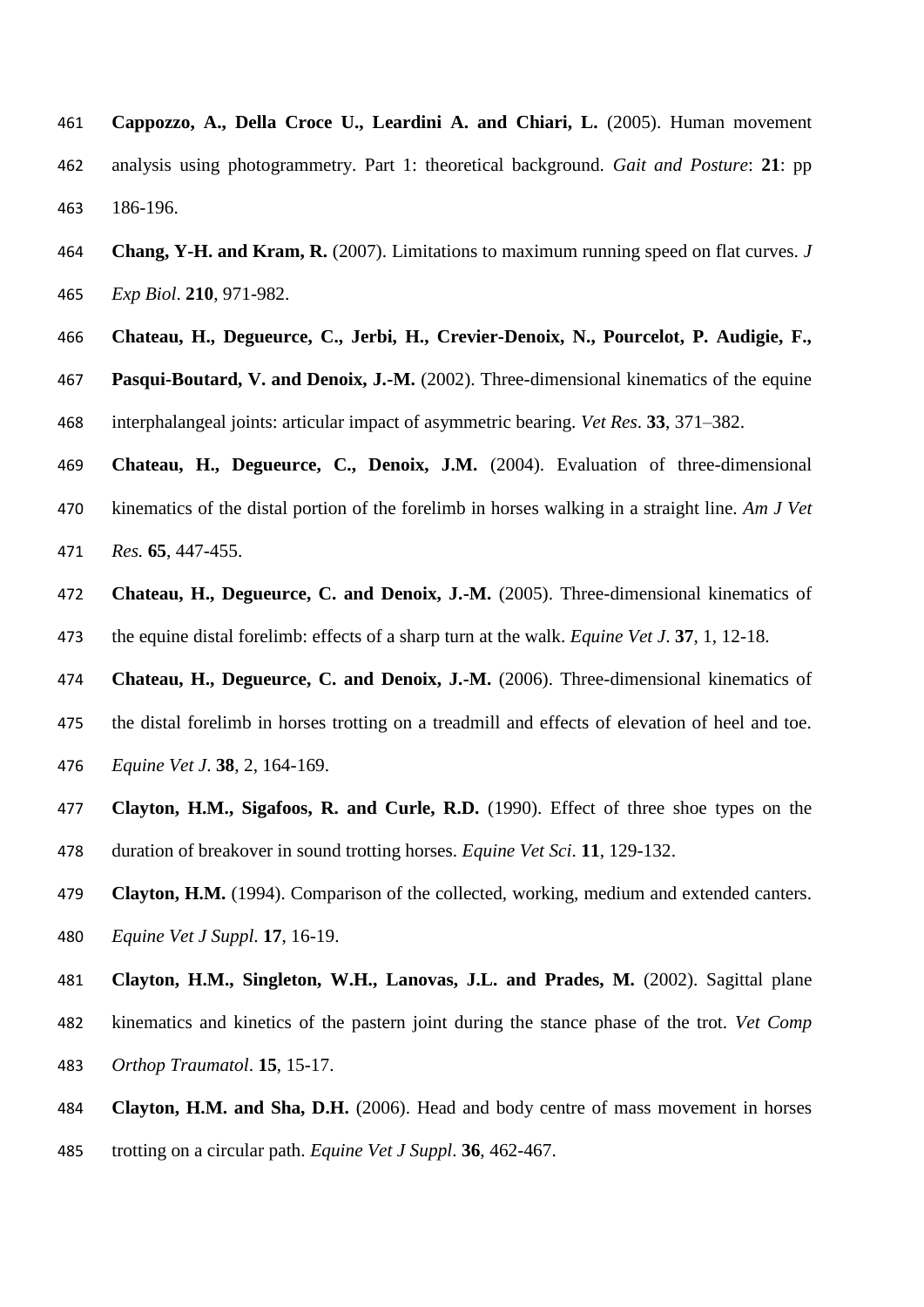**Cappozzo, A., Della Croce U., Leardini A. and Chiari, L.** (2005). Human movement analysis using photogrammetry. Part 1: theoretical background. *Gait and Posture*: **21**: pp 186-196.

**Chang, Y-H. and Kram, R.** (2007). Limitations to maximum running speed on flat curves. *J Exp Biol*. **210**, 971-982.

**Chateau, H., Degueurce, C., Jerbi, H., Crevier-Denoix, N., Pourcelot, P. Audigie, F., Pasqui-Boutard, V. and Denoix, J.-M.** (2002). Three-dimensional kinematics of the equine interphalangeal joints: articular impact of asymmetric bearing. *Vet Res*. **33**, 371–382.

**Chateau, H., Degueurce, C., Denoix, J.M.** (2004). Evaluation of three-dimensional kinematics of the distal portion of the forelimb in horses walking in a straight line. *Am J Vet Res.* **65**, 447-455.

**Chateau, H., Degueurce, C. and Denoix, J.-M.** (2005). Three-dimensional kinematics of the equine distal forelimb: effects of a sharp turn at the walk. *Equine Vet J*. **37**, 1, 12-18.

**Chateau, H., Degueurce, C. and Denoix, J.-M.** (2006). Three-dimensional kinematics of the distal forelimb in horses trotting on a treadmill and effects of elevation of heel and toe. *Equine Vet J*. **38**, 2, 164-169.

**Clayton, H.M., Sigafoos, R. and Curle, R.D.** (1990). Effect of three shoe types on the duration of breakover in sound trotting horses. *Equine Vet Sci*. **11**, 129-132.

**Clayton, H.M.** (1994). Comparison of the collected, working, medium and extended canters. *Equine Vet J Suppl*. **17**, 16-19.

**Clayton, H.M., Singleton, W.H., Lanovas, J.L. and Prades, M.** (2002). Sagittal plane kinematics and kinetics of the pastern joint during the stance phase of the trot. *Vet Comp Orthop Traumatol*. **15**, 15-17.

**Clayton, H.M. and Sha, D.H.** (2006). Head and body centre of mass movement in horses trotting on a circular path. *Equine Vet J Suppl*. **36**, 462-467.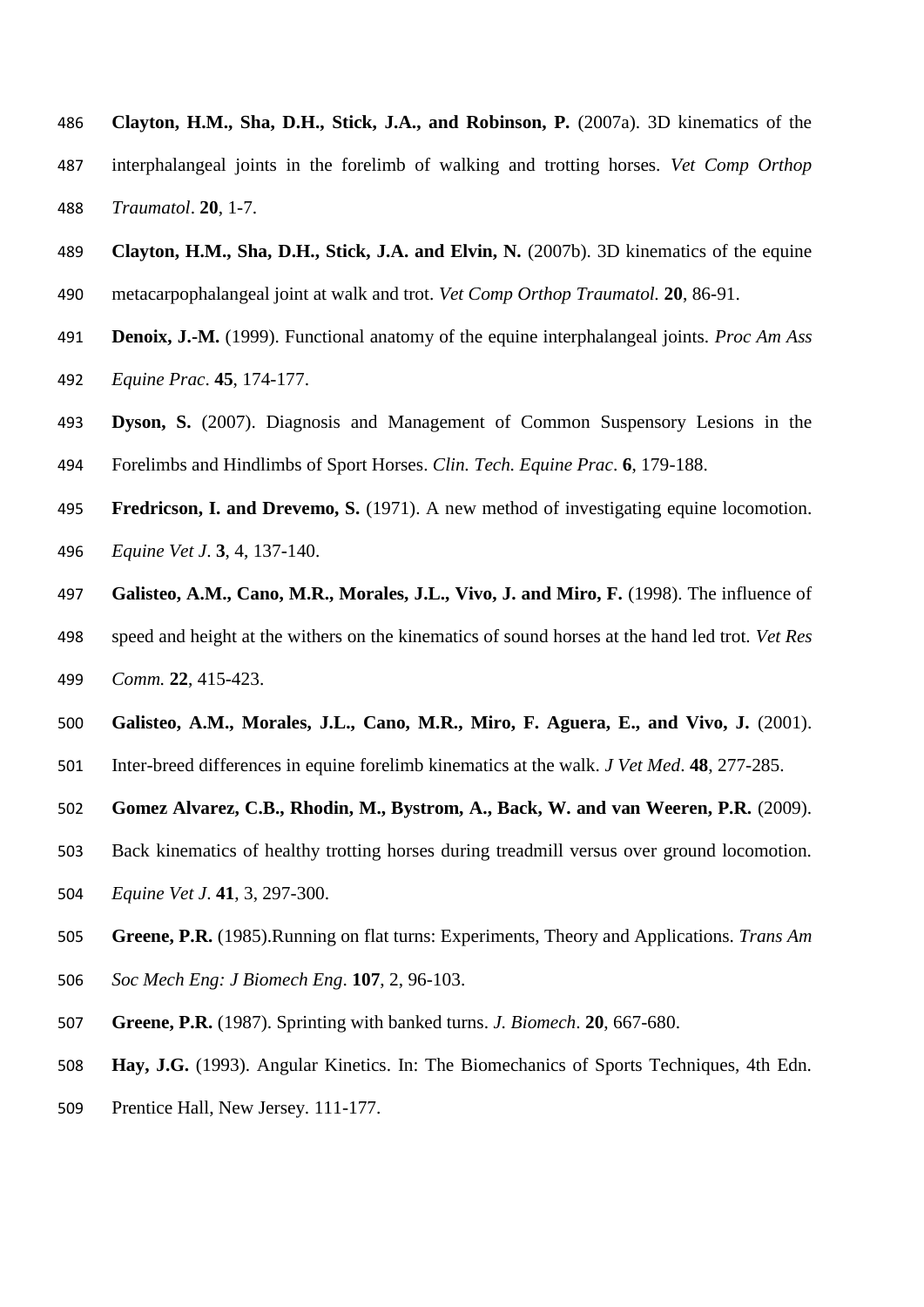**Clayton, H.M., Sha, D.H., Stick, J.A., and Robinson, P.** (2007a). 3D kinematics of the interphalangeal joints in the forelimb of walking and trotting horses. *Vet Comp Orthop Traumatol*. **20**, 1-7.

**Clayton, H.M., Sha, D.H., Stick, J.A. and Elvin, N.** (2007b). 3D kinematics of the equine metacarpophalangeal joint at walk and trot. *Vet Comp Orthop Traumatol.* **20**, 86-91.

**Denoix, J.-M.** (1999). Functional anatomy of the equine interphalangeal joints. *Proc Am Ass Equine Prac*. **45**, 174-177.

**Dyson, S.** (2007). Diagnosis and Management of Common Suspensory Lesions in the Forelimbs and Hindlimbs of Sport Horses. *Clin. Tech. Equine Prac*. **6**, 179-188.

**Fredricson, I. and Drevemo, S.** (1971). A new method of investigating equine locomotion. *Equine Vet J*. **3**, 4, 137-140.

**Galisteo, A.M., Cano, M.R., Morales, J.L., Vivo, J. and Miro, F.** (1998). The influence of speed and height at the withers on the kinematics of sound horses at the hand led trot. *Vet Res Comm.* **22**, 415-423.

**Galisteo, A.M., Morales, J.L., Cano, M.R., Miro, F. Aguera, E., and Vivo, J.** (2001). Inter-breed differences in equine forelimb kinematics at the walk. *J Vet Med*. **48**, 277-285.

**Gomez Alvarez, C.B., Rhodin, M., Bystrom, A., Back, W. and van Weeren, P.R.** (2009). Back kinematics of healthy trotting horses during treadmill versus over ground locomotion. *Equine Vet J*. **41**, 3, 297-300.

**Greene, P.R.** (1985).Running on flat turns: Experiments, Theory and Applications. *Trans Am Soc Mech Eng: J Biomech Eng*. **107**, 2, 96-103.

**Greene, P.R.** (1987). Sprinting with banked turns. *J. Biomech*. **20**, 667-680.

**Hay, J.G.** (1993). Angular Kinetics. In: The Biomechanics of Sports Techniques, 4th Edn. Prentice Hall, New Jersey. 111-177.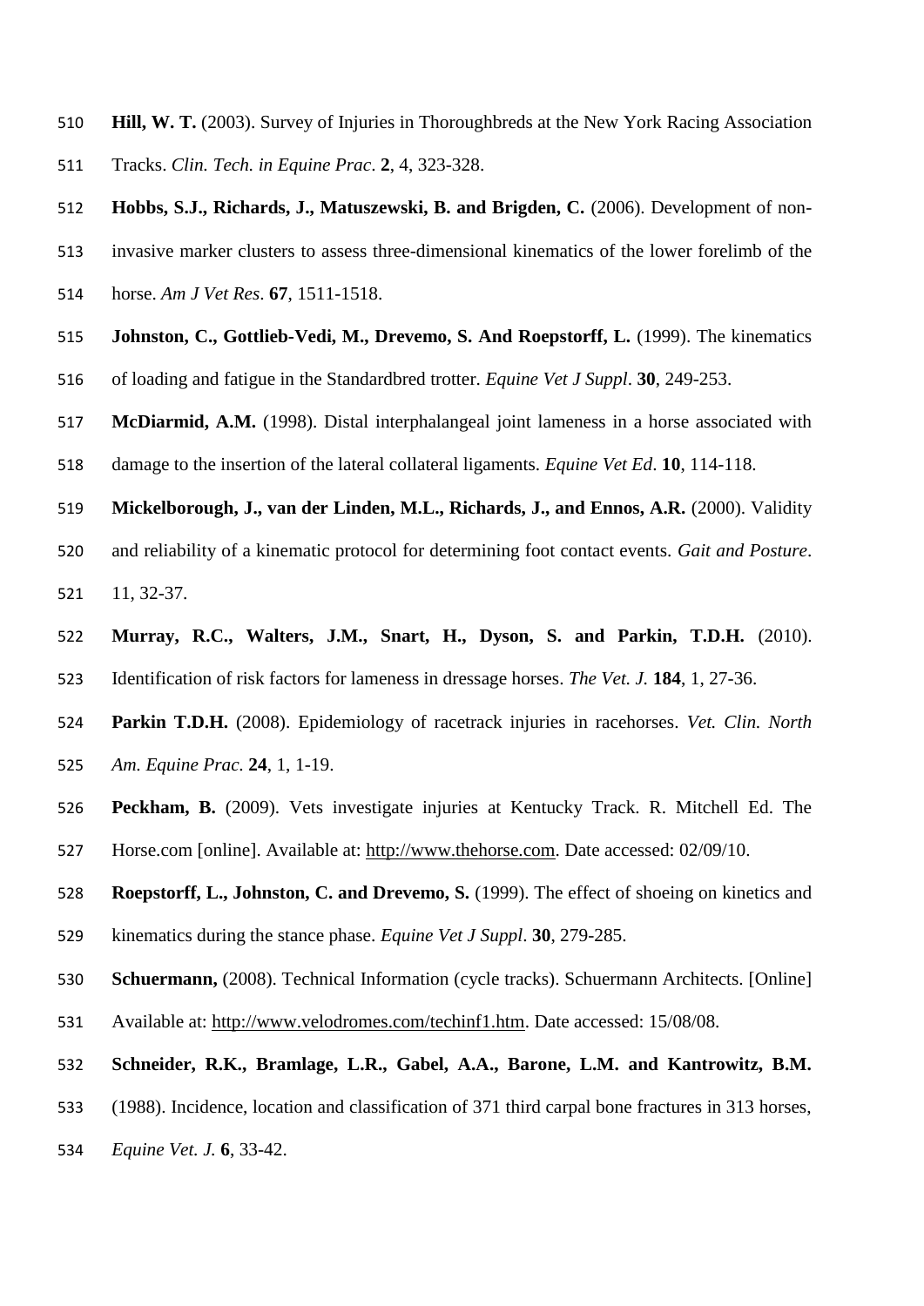**Hill, W. T.** (2003). Survey of Injuries in Thoroughbreds at the New York Racing Association Tracks. *Clin. Tech. in Equine Prac*. **2**, 4, 323-328.

**Hobbs, S.J., Richards, J., Matuszewski, B. and Brigden, C.** (2006). Development of non-invasive marker clusters to assess three-dimensional kinematics of the lower forelimb of the horse. *Am J Vet Res*. **67**, 1511-1518.

**Johnston, C., Gottlieb-Vedi, M., Drevemo, S. And Roepstorff, L.** (1999). The kinematics of loading and fatigue in the Standardbred trotter. *Equine Vet J Suppl*. **30**, 249-253.

**McDiarmid, A.M.** (1998). Distal interphalangeal joint lameness in a horse associated with damage to the insertion of the lateral collateral ligaments. *Equine Vet Ed*. **10**, 114-118.

**Mickelborough, J., van der Linden, M.L., Richards, J., and Ennos, A.R.** (2000). Validity and reliability of a kinematic protocol for determining foot contact events. *Gait and Posture*. 11, 32-37.

**Murray, R.C., Walters, J.M., Snart, H., Dyson, S. and Parkin, T.D.H.** (2010). Identification of risk factors for lameness in dressage horses. *The Vet. J.* **184**, 1, 27-36.

**Parkin T.D.H.** (2008). Epidemiology of racetrack injuries in racehorses. *Vet. Clin. North Am. Equine Prac*. **24**, 1, 1-19.

**Peckham, B.** (2009). Vets investigate injuries at Kentucky Track. R. Mitchell Ed. The Horse.com [online]. Available at: http://www.thehorse.com. Date accessed: 02/09/10.

**Roepstorff, L., Johnston, C. and Drevemo, S.** (1999). The effect of shoeing on kinetics and kinematics during the stance phase. *Equine Vet J Suppl*. **30**, 279-285.

**Schuermann,** (2008). Technical Information (cycle tracks). Schuermann Architects. [Online] Available at: http://www.velodromes.com/techinf1.htm. Date accessed: 15/08/08.

**Schneider, R.K., Bramlage, L.R., Gabel, A.A., Barone, L.M. and Kantrowitz, B.M.** (1988). Incidence, location and classification of 371 third carpal bone fractures in 313 horses, *Equine Vet. J.* **6**, 33-42.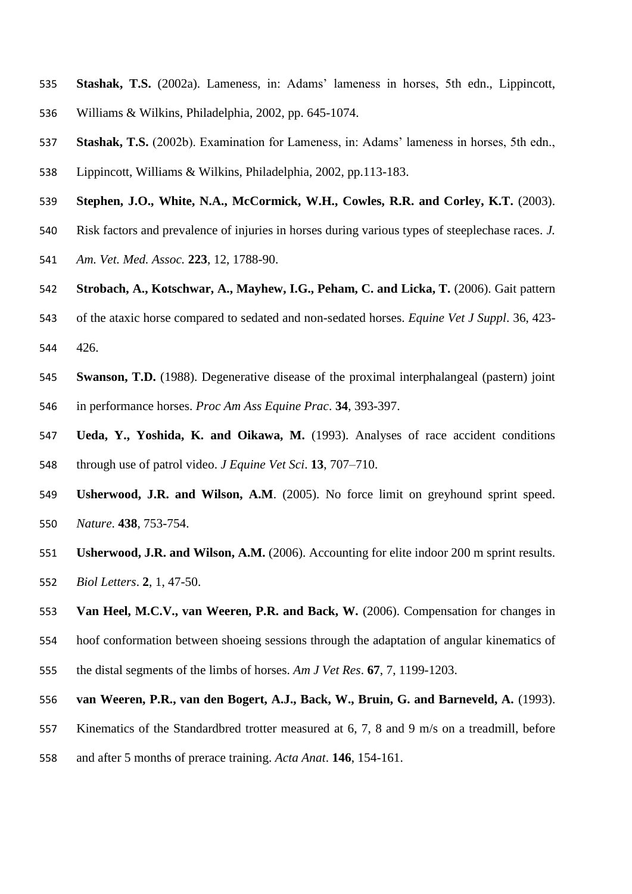**Stashak, T.S.** (2002a). Lameness, in: Adams' lameness in horses, 5th edn., Lippincott, Williams & Wilkins, Philadelphia, 2002, pp. 645-1074.

**Stashak, T.S.** (2002b). Examination for Lameness, in: Adams' lameness in horses, 5th edn., Lippincott, Williams & Wilkins, Philadelphia, 2002, pp.113-183.

**Stephen, J.O., White, N.A., McCormick, W.H., Cowles, R.R. and Corley, K.T.** (2003). Risk factors and prevalence of injuries in horses during various types of steeplechase races. *J. Am. Vet. Med. Assoc.* **223**, 12, 1788-90.

**Strobach, A., Kotschwar, A., Mayhew, I.G., Peham, C. and Licka, T.** (2006). Gait pattern of the ataxic horse compared to sedated and non-sedated horses. *Equine Vet J Suppl*. 36, 423-426.

**Swanson, T.D.** (1988). Degenerative disease of the proximal interphalangeal (pastern) joint in performance horses. *Proc Am Ass Equine Prac*. **34**, 393-397.

**Ueda, Y., Yoshida, K. and Oikawa, M.** (1993). Analyses of race accident conditions through use of patrol video. *J Equine Vet Sci*. **13**, 707–710.

**Usherwood, J.R. and Wilson, A.M**. (2005). No force limit on greyhound sprint speed. *Nature*. **438**, 753-754.

**Usherwood, J.R. and Wilson, A.M.** (2006). Accounting for elite indoor 200 m sprint results. *Biol Letters*. **2**, 1, 47-50.

**Van Heel, M.C.V., van Weeren, P.R. and Back, W.** (2006). Compensation for changes in hoof conformation between shoeing sessions through the adaptation of angular kinematics of the distal segments of the limbs of horses. *Am J Vet Res*. **67**, 7, 1199-1203.

**van Weeren, P.R., van den Bogert, A.J., Back, W., Bruin, G. and Barneveld, A.** (1993). Kinematics of the Standardbred trotter measured at 6, 7, 8 and 9 m/s on a treadmill, before and after 5 months of prerace training. *Acta Anat*. **146**, 154-161.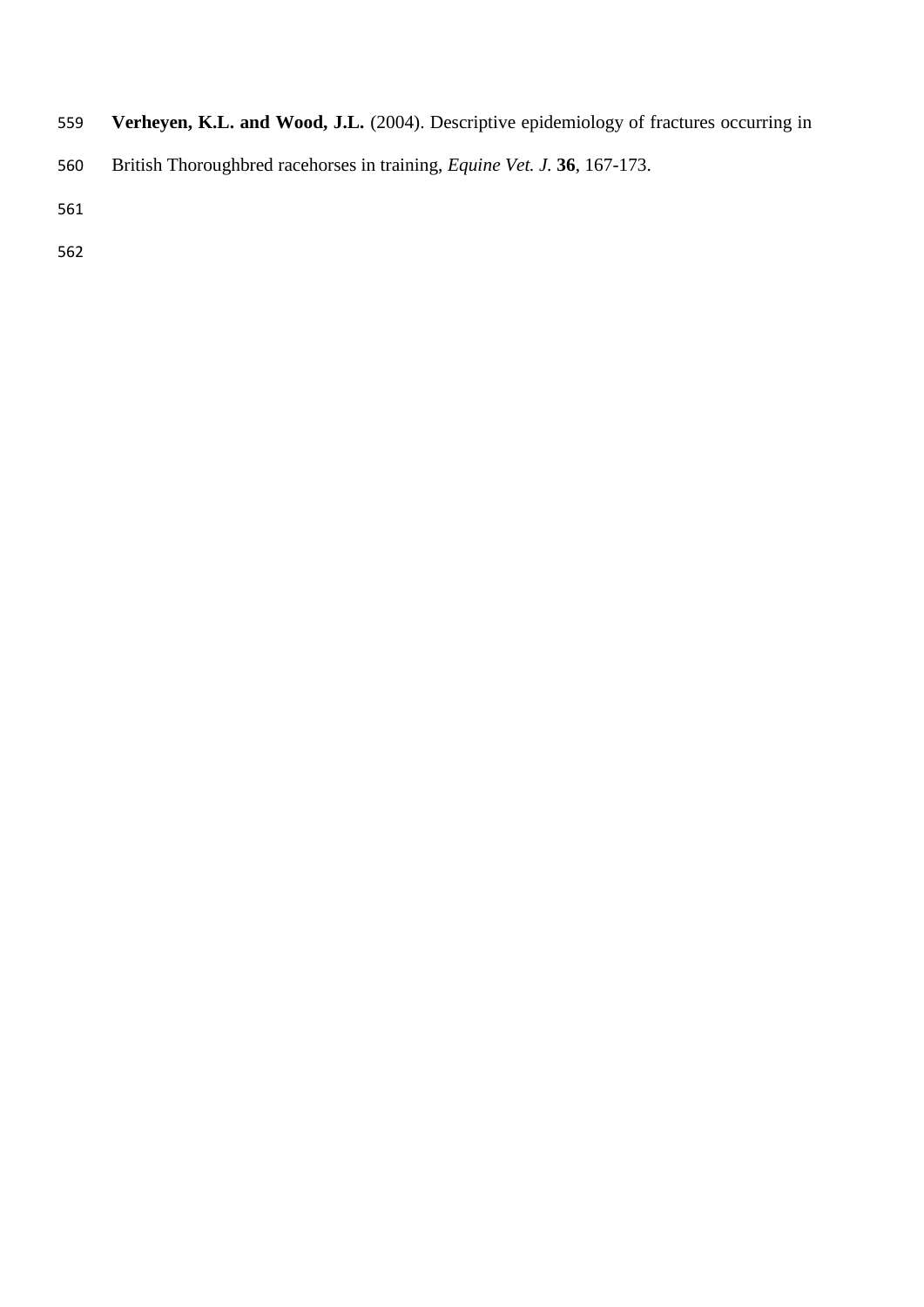**Verheyen, K.L. and Wood, J.L.** (2004). Descriptive epidemiology of fractures occurring in British Thoroughbred racehorses in training, *Equine Vet. J.* **36**, 167-173.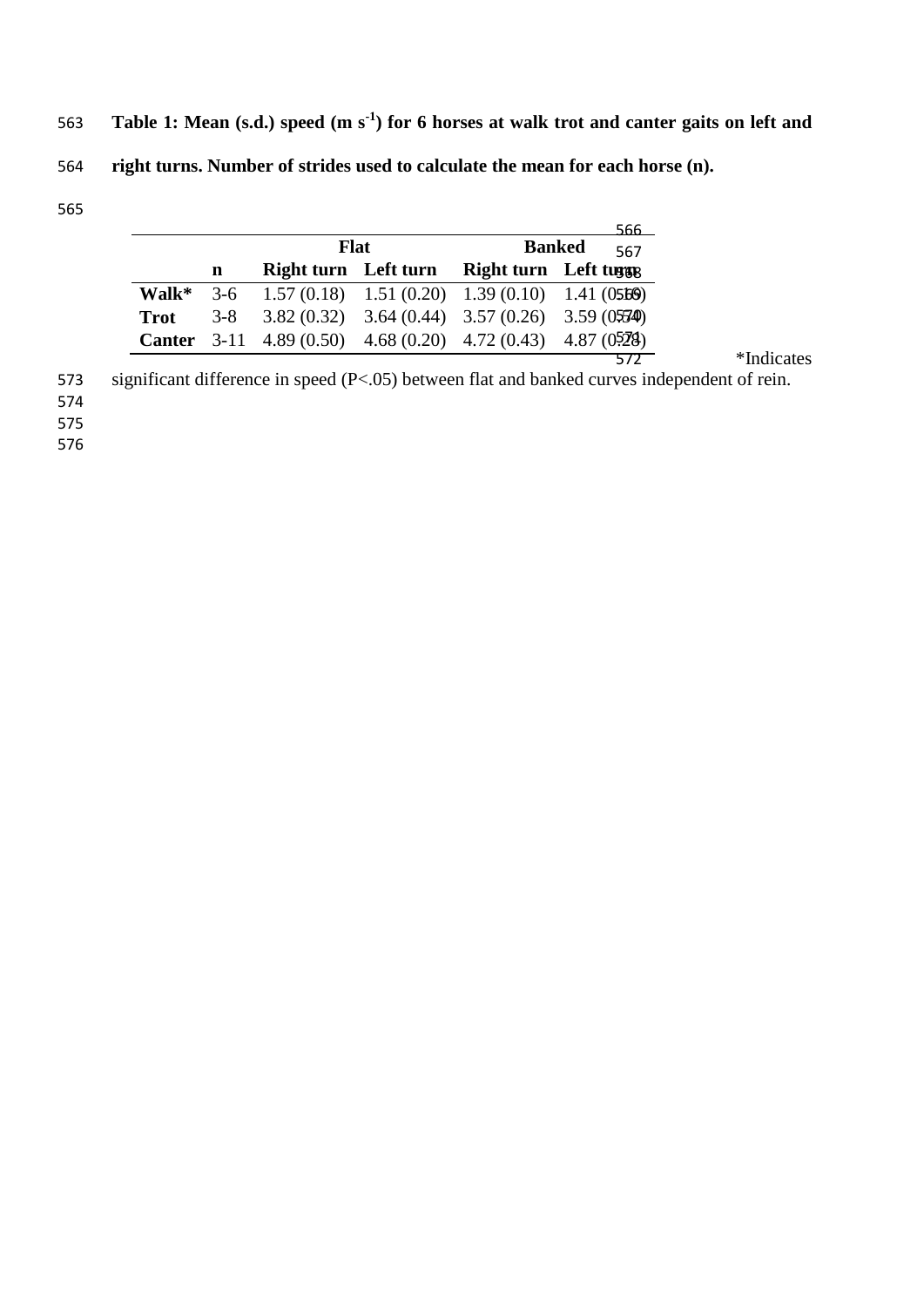**Table 1: Mean (s.d.) speed (m s$^{-1}$) for 6 horses at walk trot and canter gaits on left and right turns. Number of strides used to calculate the mean for each horse (n).**

| | | Flat | | Banked | |
|---|---|---|---|---|---|
| | **n** | **Right turn** | **Left turn** | **Right turn** | **Left turn** |
| **Walk*** | 3-6 | 1.57 (0.18) | 1.51 (0.20) | 1.39 (0.10) | 1.41 (0.16) |
| **Trot** | 3-8 | 3.82 (0.32) | 3.64 (0.44) | 3.57 (0.26) | 3.59 (0.34) |
| **Canter** | 3-11 | 4.89 (0.50) | 4.68 (0.20) | 4.72 (0.43) | 4.87 (0.28) |

*Indicates significant difference in speed (P<.05) between flat and banked curves independent of rein.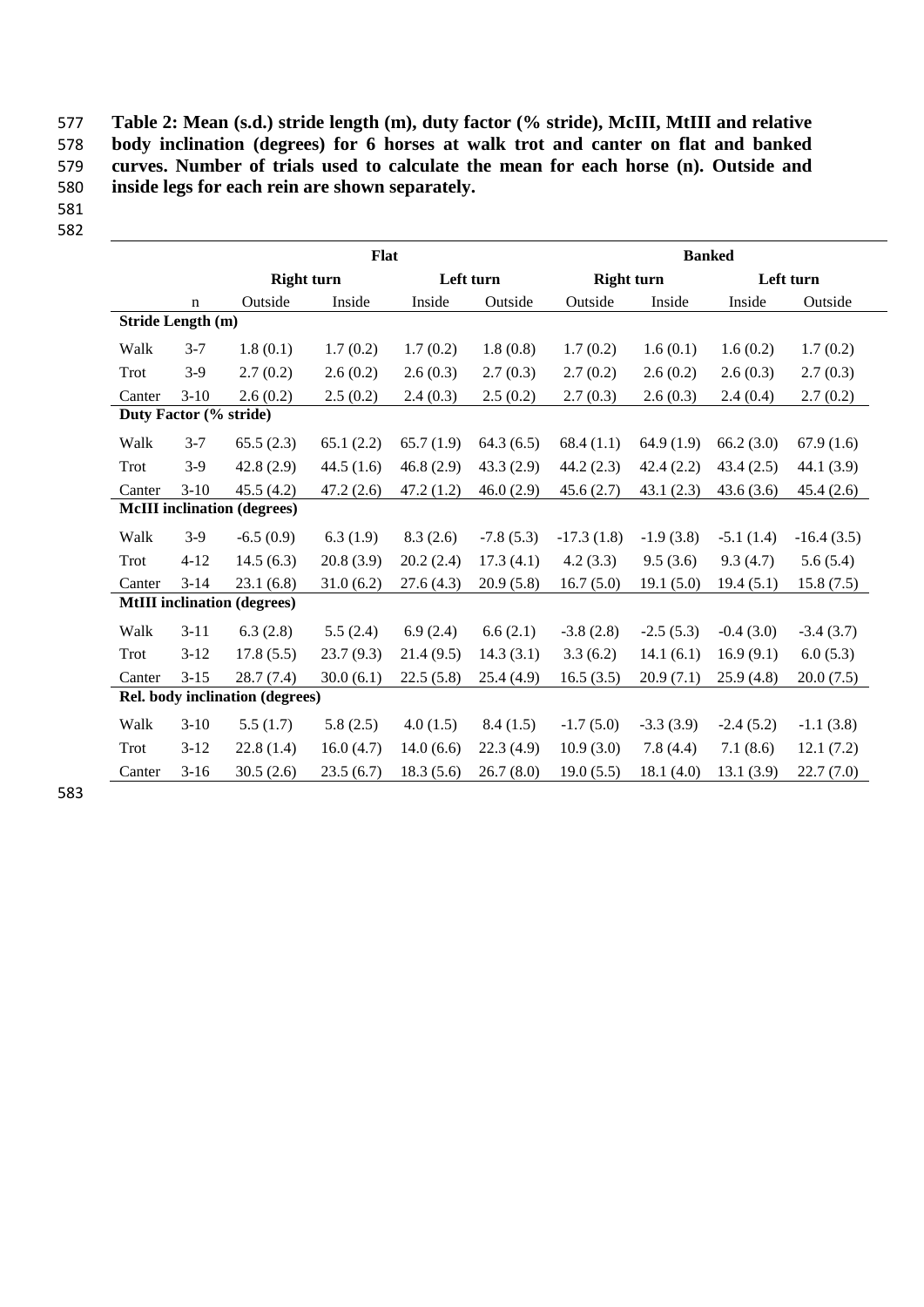**Table 2: Mean (s.d.) stride length (m), duty factor (% stride), McIII, MtIII and relative body inclination (degrees) for 6 horses at walk trot and canter on flat and banked curves. Number of trials used to calculate the mean for each horse (n). Outside and inside legs for each rein are shown separately.**

| | | Flat | | | | Banked | | | |
|---|---|---|---|---|---|---|---|---|---|
| | | Right turn | | Left turn | | Right turn | | Left turn | |
| | n | Outside | Inside | Inside | Outside | Outside | Inside | Inside | Outside |
| **Stride Length (m)** | | | | | | | | | |
| Walk | 3-7 | 1.8 (0.1) | 1.7 (0.2) | 1.7 (0.2) | 1.8 (0.8) | 1.7 (0.2) | 1.6 (0.1) | 1.6 (0.2) | 1.7 (0.2) |
| Trot | 3-9 | 2.7 (0.2) | 2.6 (0.2) | 2.6 (0.3) | 2.7 (0.3) | 2.7 (0.2) | 2.6 (0.2) | 2.6 (0.3) | 2.7 (0.3) |
| Canter | 3-10 | 2.6 (0.2) | 2.5 (0.2) | 2.4 (0.3) | 2.5 (0.2) | 2.7 (0.3) | 2.6 (0.3) | 2.4 (0.4) | 2.7 (0.2) |
| **Duty Factor (% stride)** | | | | | | | | | |
| Walk | 3-7 | 65.5 (2.3) | 65.1 (2.2) | 65.7 (1.9) | 64.3 (6.5) | 68.4 (1.1) | 64.9 (1.9) | 66.2 (3.0) | 67.9 (1.6) |
| Trot | 3-9 | 42.8 (2.9) | 44.5 (1.6) | 46.8 (2.9) | 43.3 (2.9) | 44.2 (2.3) | 42.4 (2.2) | 43.4 (2.5) | 44.1 (3.9) |
| Canter | 3-10 | 45.5 (4.2) | 47.2 (2.6) | 47.2 (1.2) | 46.0 (2.9) | 45.6 (2.7) | 43.1 (2.3) | 43.6 (3.6) | 45.4 (2.6) |
| **McIII inclination (degrees)** | | | | | | | | | |
| Walk | 3-9 | -6.5 (0.9) | 6.3 (1.9) | 8.3 (2.6) | -7.8 (5.3) | -17.3 (1.8) | -1.9 (3.8) | -5.1 (1.4) | -16.4 (3.5) |
| Trot | 4-12 | 14.5 (6.3) | 20.8 (3.9) | 20.2 (2.4) | 17.3 (4.1) | 4.2 (3.3) | 9.5 (3.6) | 9.3 (4.7) | 5.6 (5.4) |
| Canter | 3-14 | 23.1 (6.8) | 31.0 (6.2) | 27.6 (4.3) | 20.9 (5.8) | 16.7 (5.0) | 19.1 (5.0) | 19.4 (5.1) | 15.8 (7.5) |
| **MtIII inclination (degrees)** | | | | | | | | | |
| Walk | 3-11 | 6.3 (2.8) | 5.5 (2.4) | 6.9 (2.4) | 6.6 (2.1) | -3.8 (2.8) | -2.5 (5.3) | -0.4 (3.0) | -3.4 (3.7) |
| Trot | 3-12 | 17.8 (5.5) | 23.7 (9.3) | 21.4 (9.5) | 14.3 (3.1) | 3.3 (6.2) | 14.1 (6.1) | 16.9 (9.1) | 6.0 (5.3) |
| Canter | 3-15 | 28.7 (7.4) | 30.0 (6.1) | 22.5 (5.8) | 25.4 (4.9) | 16.5 (3.5) | 20.9 (7.1) | 25.9 (4.8) | 20.0 (7.5) |
| **Rel. body inclination (degrees)** | | | | | | | | | |
| Walk | 3-10 | 5.5 (1.7) | 5.8 (2.5) | 4.0 (1.5) | 8.4 (1.5) | -1.7 (5.0) | -3.3 (3.9) | -2.4 (5.2) | -1.1 (3.8) |
| Trot | 3-12 | 22.8 (1.4) | 16.0 (4.7) | 14.0 (6.6) | 22.3 (4.9) | 10.9 (3.0) | 7.8 (4.4) | 7.1 (8.6) | 12.1 (7.2) |
| Canter | 3-16 | 30.5 (2.6) | 23.5 (6.7) | 18.3 (5.6) | 26.7 (8.0) | 19.0 (5.5) | 18.1 (4.0) | 13.1 (3.9) | 22.7 (7.0) |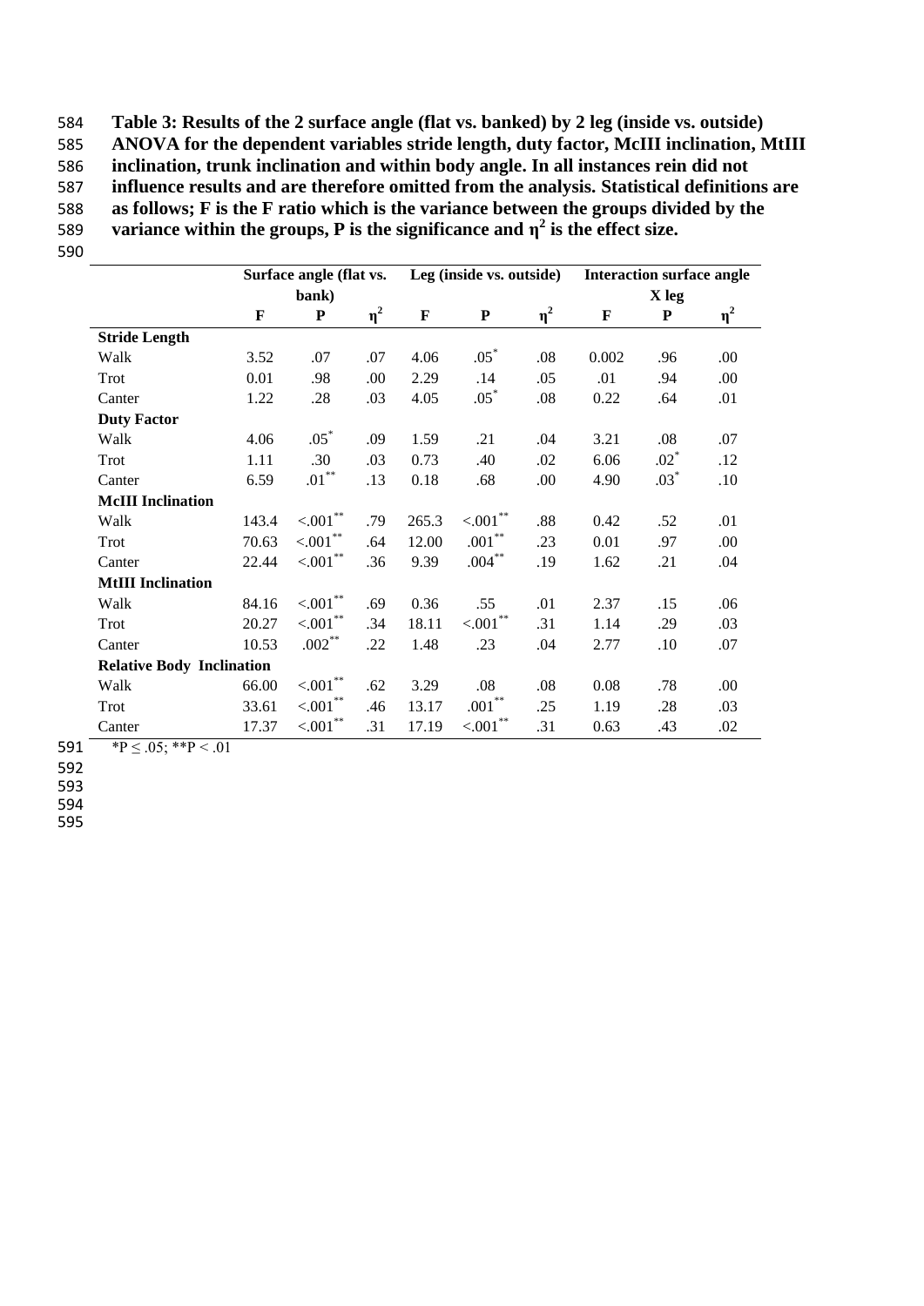**Table 3: Results of the 2 surface angle (flat vs. banked) by 2 leg (inside vs. outside) ANOVA for the dependent variables stride length, duty factor, McIII inclination, MtIII inclination, trunk inclination and within body angle. In all instances rein did not influence results and are therefore omitted from the analysis. Statistical definitions are as follows; F is the F ratio which is the variance between the groups divided by the variance within the groups, P is the significance and $\eta^2$ is the effect size.**

| | Surface angle (flat vs. bank) | | | Leg (inside vs. outside) | | | Interaction surface angle X leg | | |
|---|---|---|---|---|---|---|---|---|---|
| | **F** | **P** | **$\eta^2$** | **F** | **P** | **$\eta^2$** | **F** | **P** | **$\eta^2$** |
| **Stride Length** | | | | | | | | | |
| Walk | 3.52 | .07 | .07 | 4.06 | .05* | .08 | 0.002 | .96 | .00 |
| Trot | 0.01 | .98 | .00 | 2.29 | .14 | .05 | .01 | .94 | .00 |
| Canter | 1.22 | .28 | .03 | 4.05 | .05* | .08 | 0.22 | .64 | .01 |
| **Duty Factor** | | | | | | | | | |
| Walk | 4.06 | .05* | .09 | 1.59 | .21 | .04 | 3.21 | .08 | .07 |
| Trot | 1.11 | .30 | .03 | 0.73 | .40 | .02 | 6.06 | .02* | .12 |
| Canter | 6.59 | .01** | .13 | 0.18 | .68 | .00 | 4.90 | .03* | .10 |
| **McIII Inclination** | | | | | | | | | |
| Walk | 143.4 | <.001** | .79 | 265.3 | <.001** | .88 | 0.42 | .52 | .01 |
| Trot | 70.63 | <.001** | .64 | 12.00 | .001** | .23 | 0.01 | .97 | .00 |
| Canter | 22.44 | <.001** | .36 | 9.39 | .004** | .19 | 1.62 | .21 | .04 |
| **MtIII Inclination** | | | | | | | | | |
| Walk | 84.16 | <.001** | .69 | 0.36 | .55 | .01 | 2.37 | .15 | .06 |
| Trot | 20.27 | <.001** | .34 | 18.11 | <.001** | .31 | 1.14 | .29 | .03 |
| Canter | 10.53 | .002** | .22 | 1.48 | .23 | .04 | 2.77 | .10 | .07 |
| **Relative Body Inclination** | | | | | | | | | |
| Walk | 66.00 | <.001** | .62 | 3.29 | .08 | .08 | 0.08 | .78 | .00 |
| Trot | 33.61 | <.001** | .46 | 13.17 | .001** | .25 | 1.19 | .28 | .03 |
| Canter | 17.37 | <.001** | .31 | 17.19 | <.001** | .31 | 0.63 | .43 | .02 |

*$P \leq .05$; **$P < .01$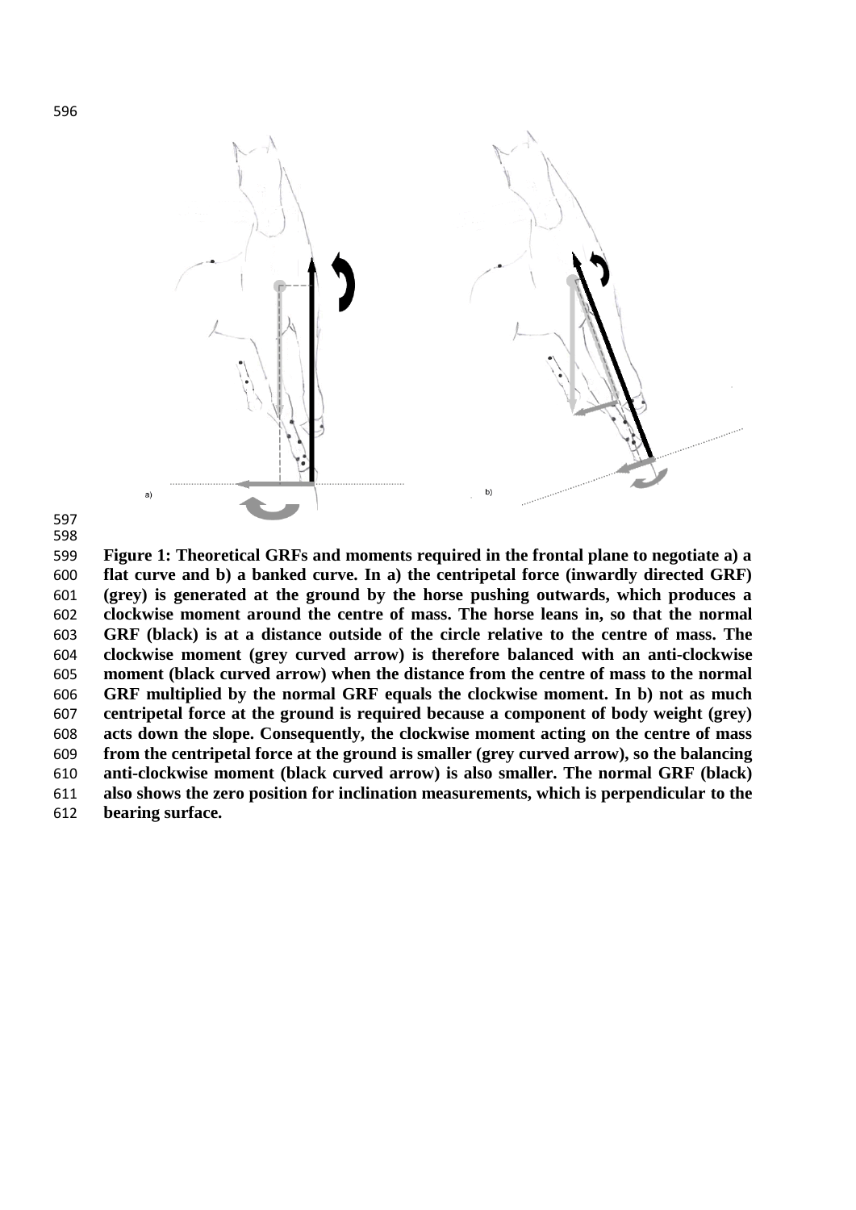**Figure 1: Theoretical GRFs and moments required in the frontal plane to negotiate a) a flat curve and b) a banked curve. In a) the centripetal force (inwardly directed GRF) (grey) is generated at the ground by the horse pushing outwards, which produces a clockwise moment around the centre of mass. The horse leans in, so that the normal GRF (black) is at a distance outside of the circle relative to the centre of mass. The clockwise moment (grey curved arrow) is therefore balanced with an anti-clockwise moment (black curved arrow) when the distance from the centre of mass to the normal GRF multiplied by the normal GRF equals the clockwise moment. In b) not as much centripetal force at the ground is required because a component of body weight (grey) acts down the slope. Consequently, the clockwise moment acting on the centre of mass from the centripetal force at the ground is smaller (grey curved arrow), so the balancing anti-clockwise moment (black curved arrow) is also smaller. The normal GRF (black) also shows the zero position for inclination measurements, which is perpendicular to the bearing surface.**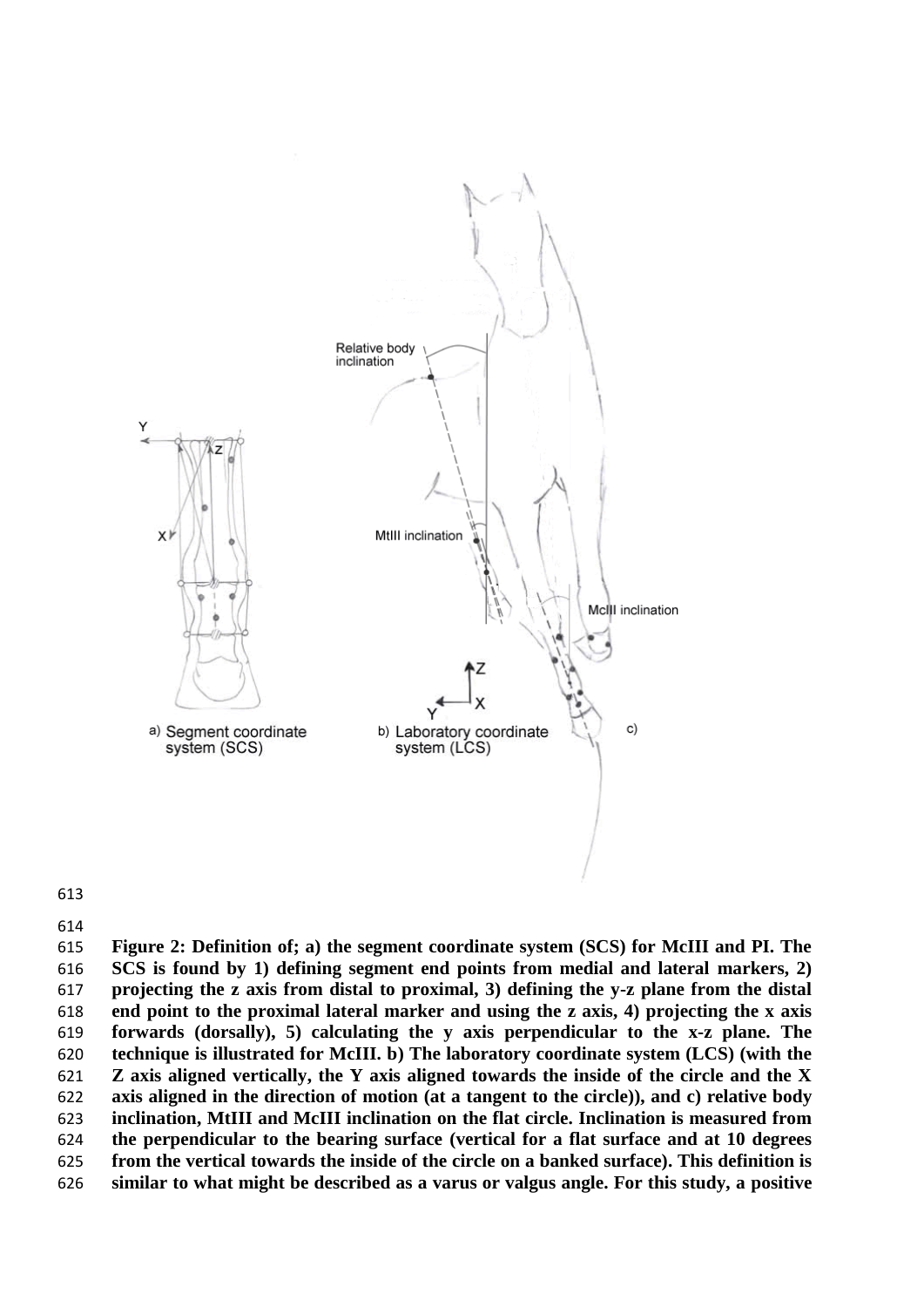**Figure 2: Definition of; a) the segment coordinate system (SCS) for McIII and PI. The SCS is found by 1) defining segment end points from medial and lateral markers, 2) projecting the z axis from distal to proximal, 3) defining the y-z plane from the distal end point to the proximal lateral marker and using the z axis, 4) projecting the x axis forwards (dorsally), 5) calculating the y axis perpendicular to the x-z plane. The technique is illustrated for McIII. b) The laboratory coordinate system (LCS) (with the Z axis aligned vertically, the Y axis aligned towards the inside of the circle and the X axis aligned in the direction of motion (at a tangent to the circle)), and c) relative body inclination, MtIII and McIII inclination on the flat circle. Inclination is measured from the perpendicular to the bearing surface (vertical for a flat surface and at 10 degrees from the vertical towards the inside of the circle on a banked surface). This definition is similar to what might be described as a varus or valgus angle. For this study, a positive**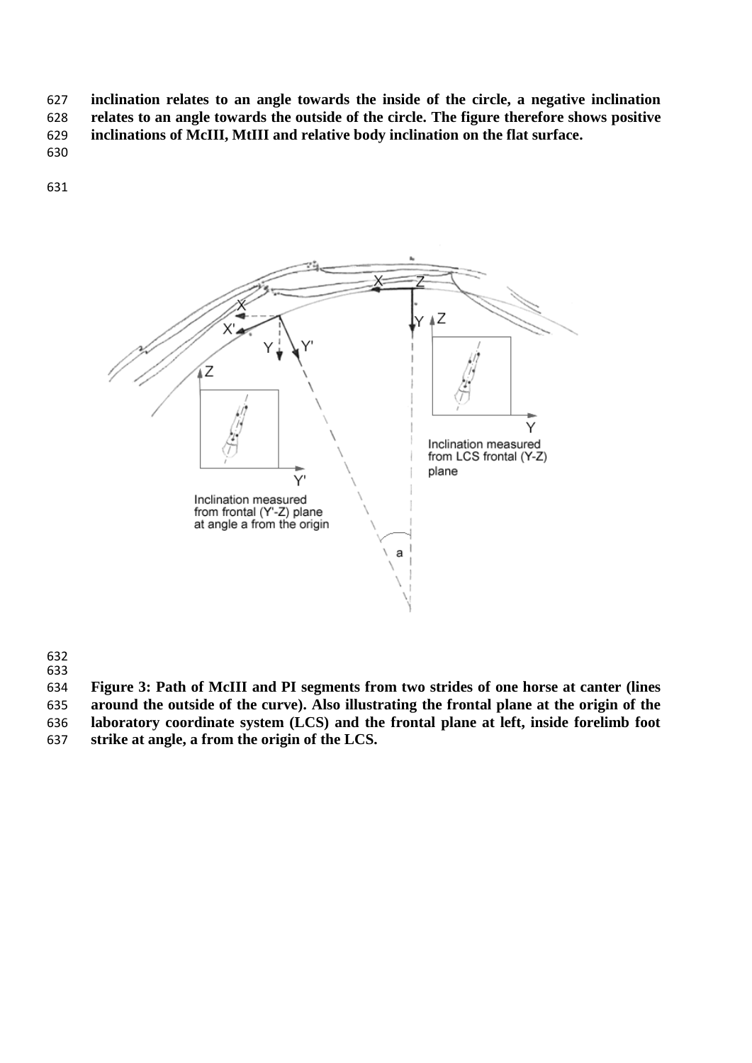**inclination relates to an angle towards the inside of the circle, a negative inclination relates to an angle towards the outside of the circle. The figure therefore shows positive inclinations of McIII, MtIII and relative body inclination on the flat surface.**

X
Z
X
X'
Y
Z
Y
Y'
Z
Y
Inclination measured from LCS frontal (Y-Z) plane
Y'
Inclination measured from frontal (Y'-Z) plane at angle a from the origin
a

**Figure 3: Path of McIII and PI segments from two strides of one horse at canter (lines around the outside of the curve). Also illustrating the frontal plane at the origin of the laboratory coordinate system (LCS) and the frontal plane at left, inside forelimb foot strike at angle, a from the origin of the LCS.**